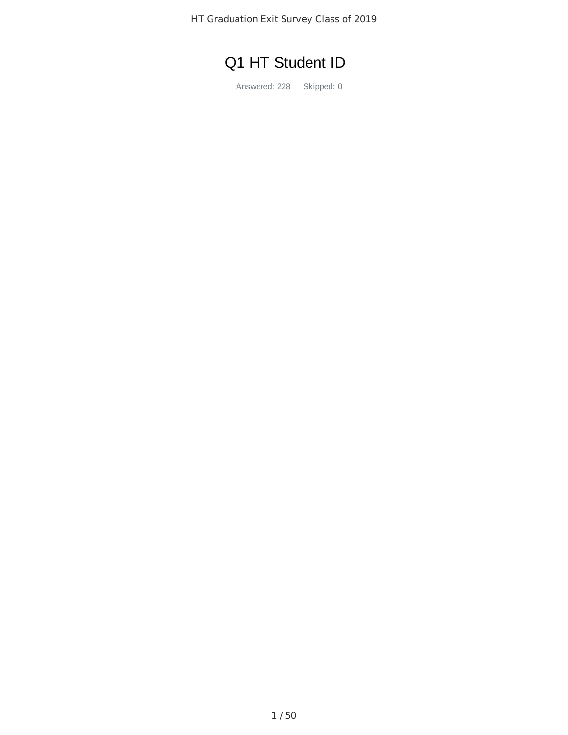# Q1 HT Student ID

Answered: 228 Skipped: 0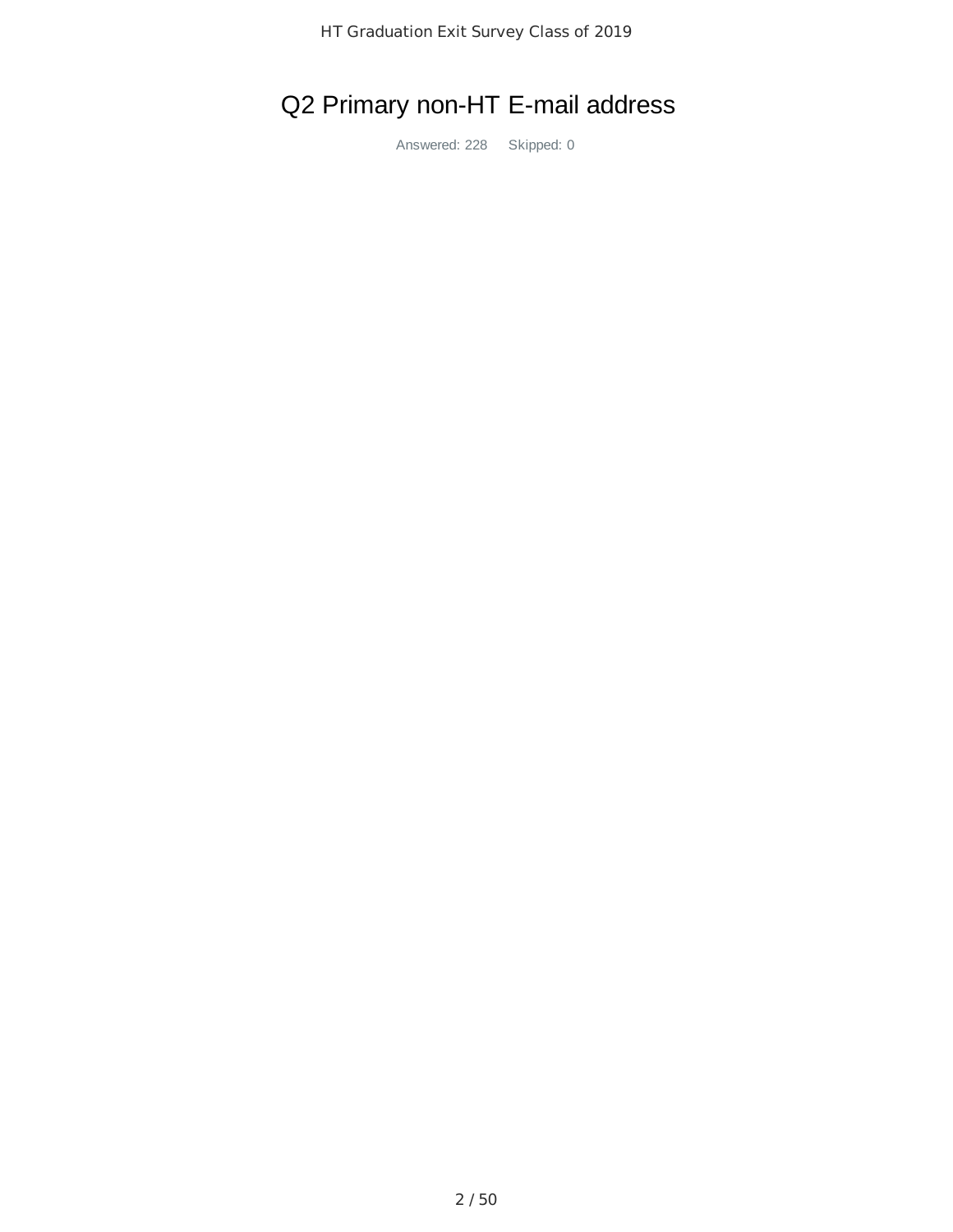# Q2 Primary non-HT E-mail address

Answered: 228 Skipped: 0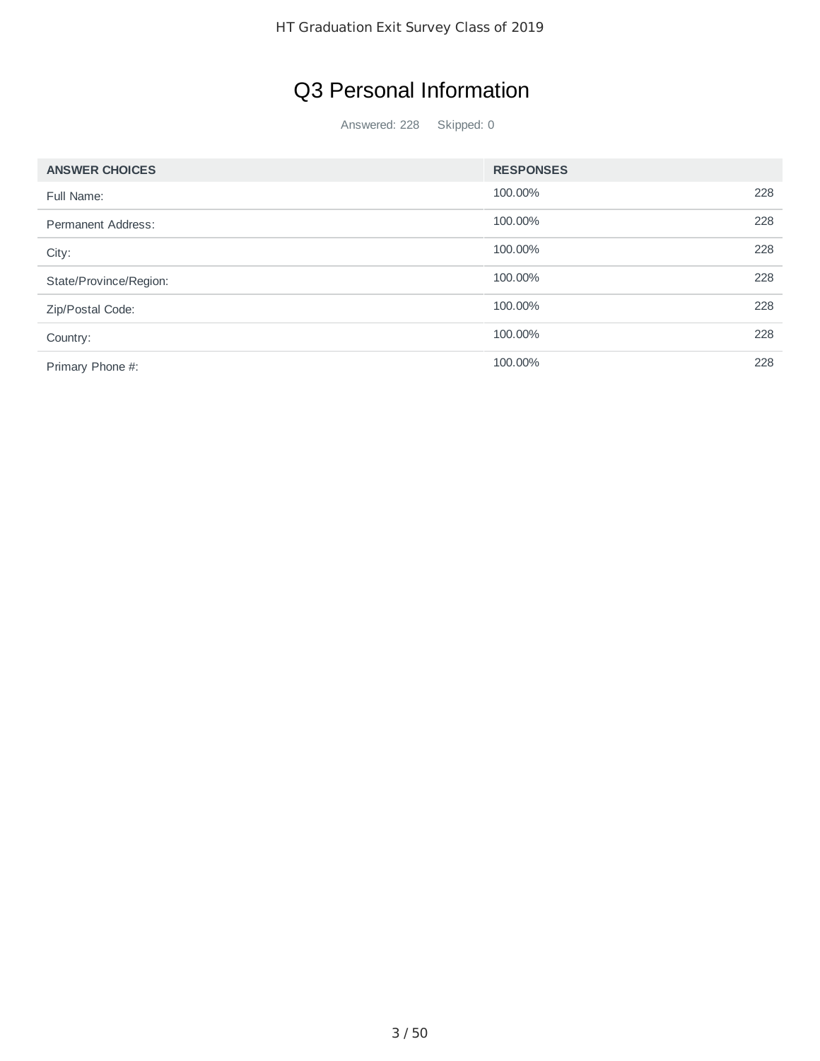## Q3 Personal Information

Answered: 228 Skipped: 0

| ANSWER CHOICES | RESPONSES | |
|---|---|---|
| Full Name: | 100.00% | 228 |
| Permanent Address: | 100.00% | 228 |
| City: | 100.00% | 228 |
| State/Province/Region: | 100.00% | 228 |
| Zip/Postal Code: | 100.00% | 228 |
| Country: | 100.00% | 228 |
| Primary Phone #: | 100.00% | 228 |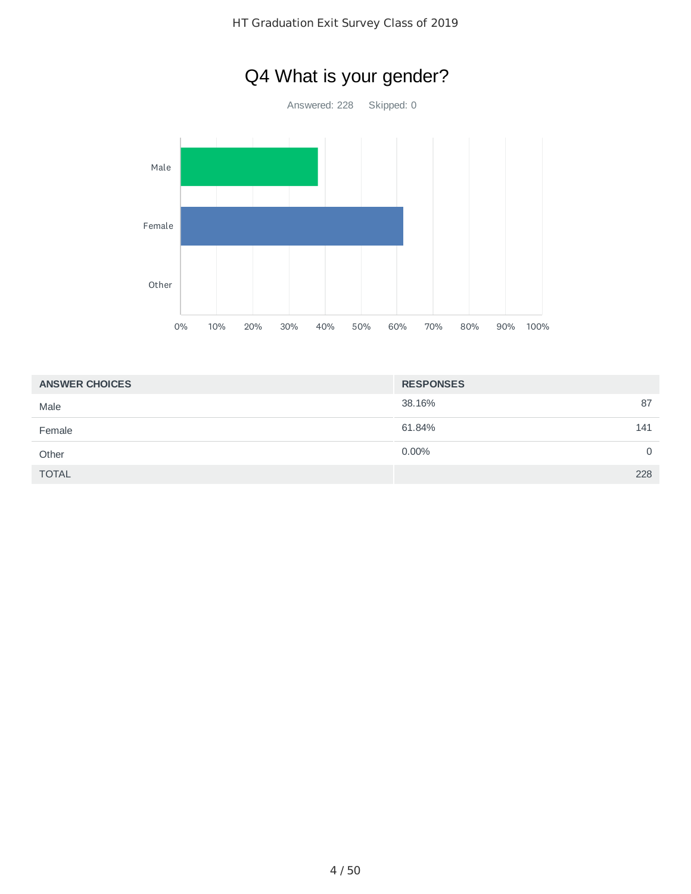# Q4 What is your gender?

Answered: 228    Skipped: 0

| ANSWER CHOICES | RESPONSES | |
|---|---|---|
| Male | 38.16% | 87 |
| Female | 61.84% | 141 |
| Other | 0.00% | 0 |
| TOTAL | | 228 |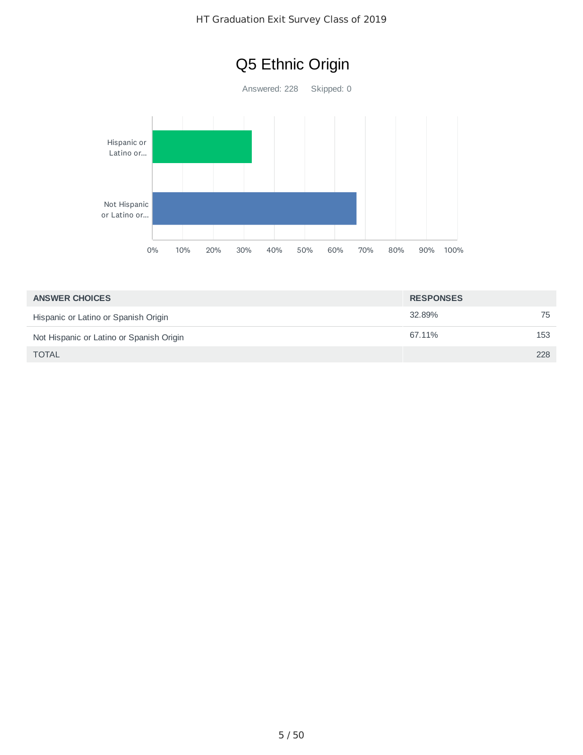# Q5 Ethnic Origin

Answered: 228 Skipped: 0

| ANSWER CHOICES | RESPONSES | |
|---|---|---|
| Hispanic or Latino or Spanish Origin | 32.89% | 75 |
| Not Hispanic or Latino or Spanish Origin | 67.11% | 153 |
| TOTAL | | 228 |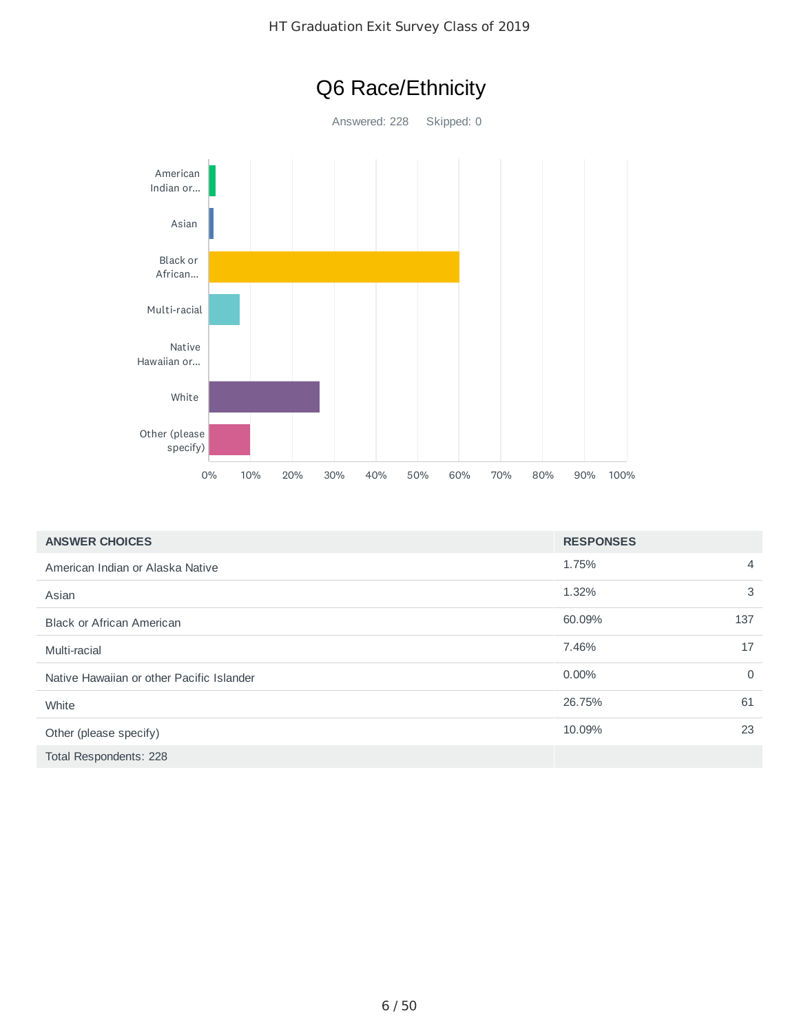# Q6 Race/Ethnicity

Answered: 228    Skipped: 0

| ANSWER CHOICES | RESPONSES | |
|---|---|---|
| American Indian or Alaska Native | 1.75% | 4 |
| Asian | 1.32% | 3 |
| Black or African American | 60.09% | 137 |
| Multi-racial | 7.46% | 17 |
| Native Hawaiian or other Pacific Islander | 0.00% | 0 |
| White | 26.75% | 61 |
| Other (please specify) | 10.09% | 23 |
| Total Respondents: 228 | | |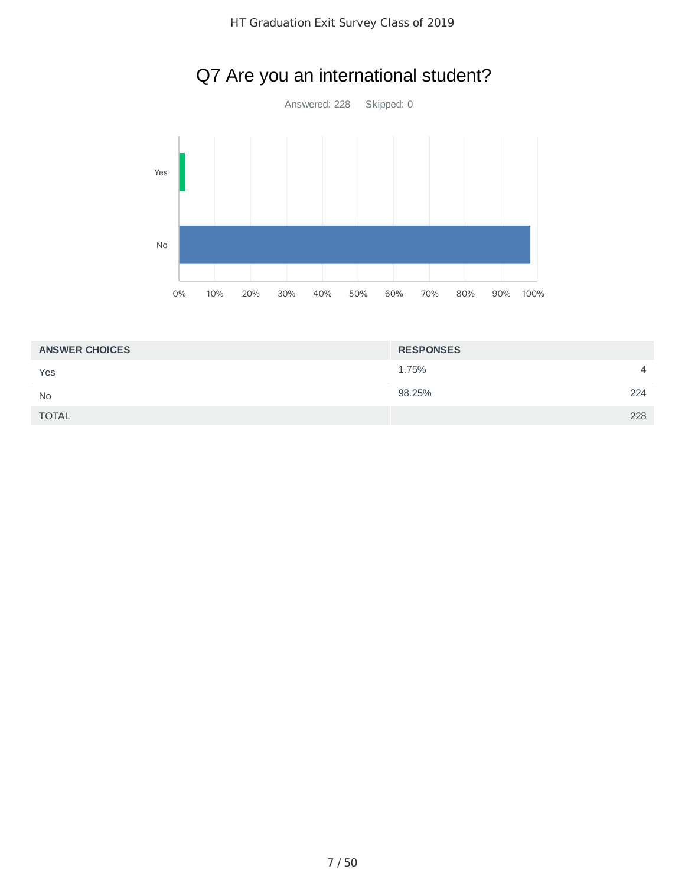# Q7 Are you an international student?

Answered: 228 Skipped: 0

| ANSWER CHOICES | RESPONSES | |
|---|---|---|
| Yes | 1.75% | 4 |
| No | 98.25% | 224 |
| TOTAL | | 228 |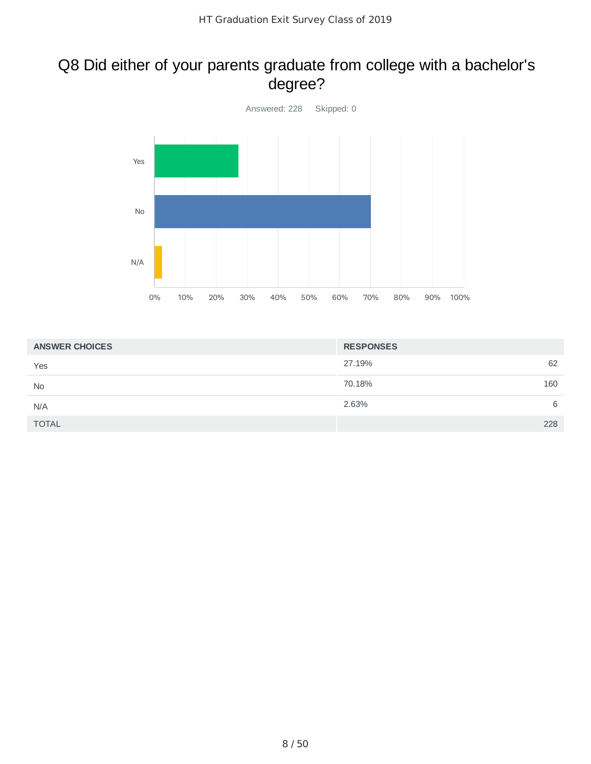## Q8 Did either of your parents graduate from college with a bachelor's degree?

Answered: 228 Skipped: 0

| ANSWER CHOICES | RESPONSES | |
|---|---|---|
| Yes | 27.19% | 62 |
| No | 70.18% | 160 |
| N/A | 2.63% | 6 |
| TOTAL | | 228 |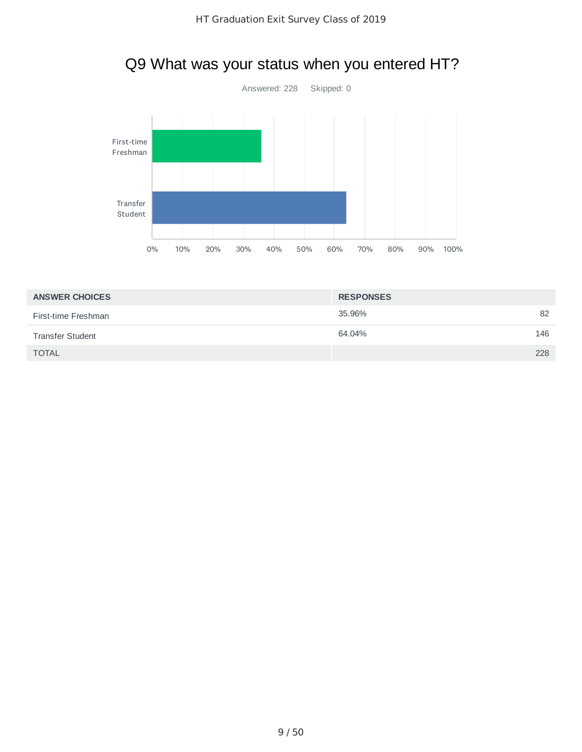# Q9 What was your status when you entered HT?

Answered: 228 Skipped: 0

| ANSWER CHOICES | RESPONSES | |
|---|---|---|
| First-time Freshman | 35.96% | 82 |
| Transfer Student | 64.04% | 146 |
| TOTAL | | 228 |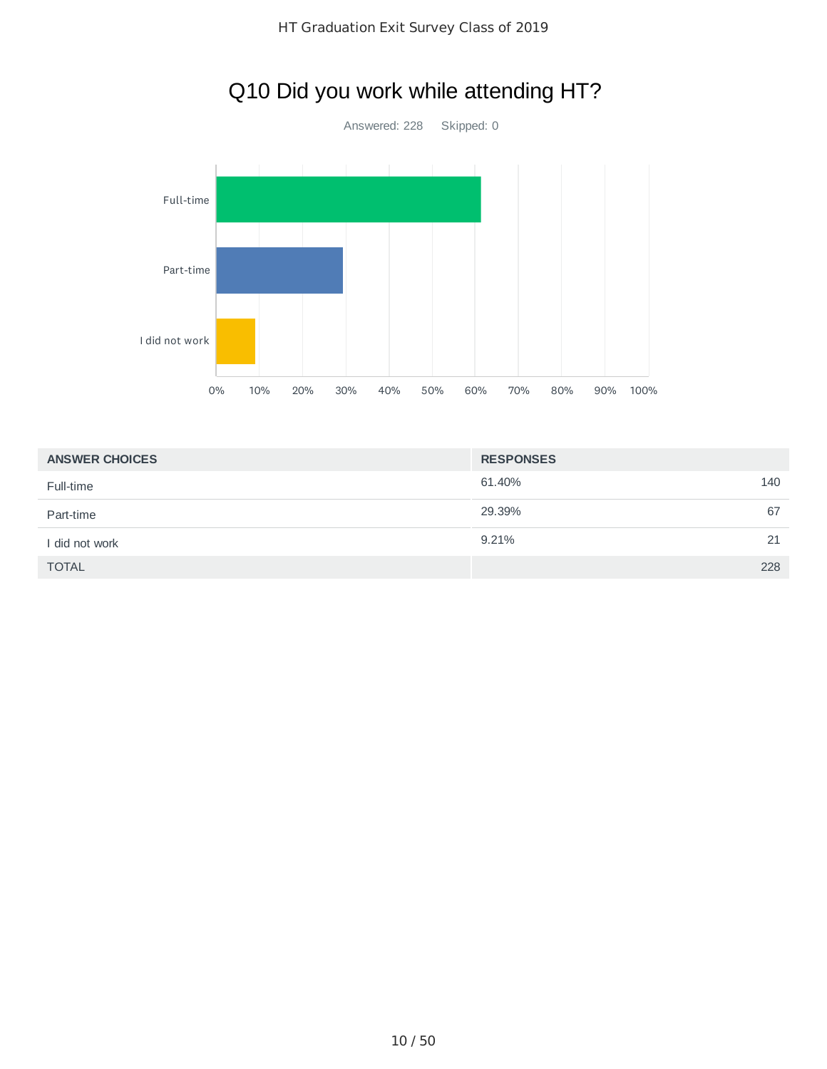# Q10 Did you work while attending HT?

Answered: 228    Skipped: 0

| ANSWER CHOICES | RESPONSES | |
|---|---|---|
| Full-time | 61.40% | 140 |
| Part-time | 29.39% | 67 |
| I did not work | 9.21% | 21 |
| TOTAL | | 228 |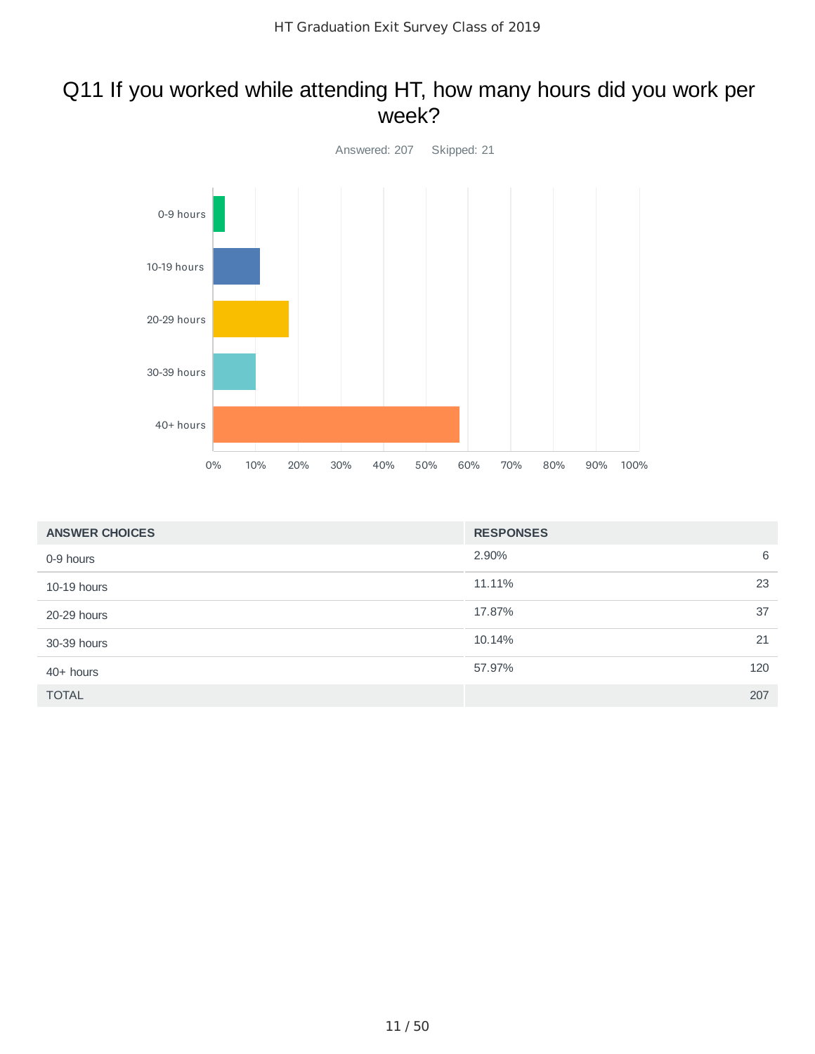## Q11 If you worked while attending HT, how many hours did you work per week?

Answered: 207 Skipped: 21

| ANSWER CHOICES | RESPONSES | |
|---|---|---|
| 0-9 hours | 2.90% | 6 |
| 10-19 hours | 11.11% | 23 |
| 20-29 hours | 17.87% | 37 |
| 30-39 hours | 10.14% | 21 |
| 40+ hours | 57.97% | 120 |
| TOTAL | | 207 |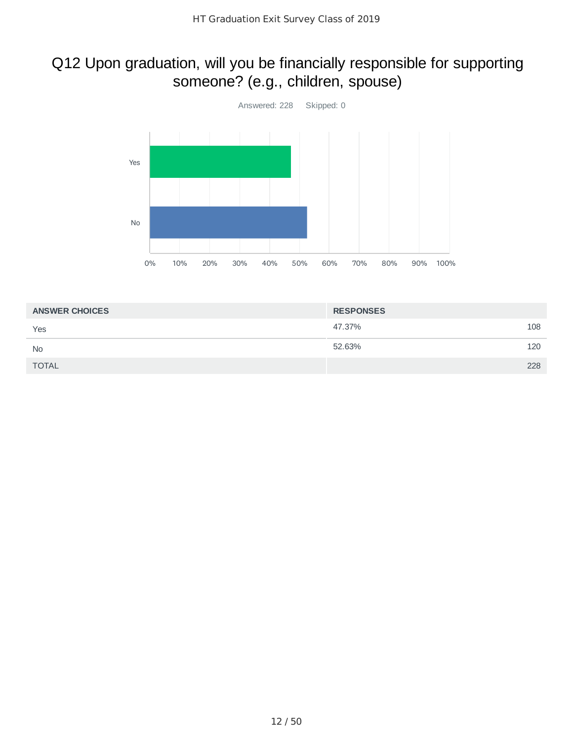# Q12 Upon graduation, will you be financially responsible for supporting someone? (e.g., children, spouse)

Answered: 228 Skipped: 0

| ANSWER CHOICES | RESPONSES | |
|---|---|---|
| Yes | 47.37% | 108 |
| No | 52.63% | 120 |
| TOTAL | | 228 |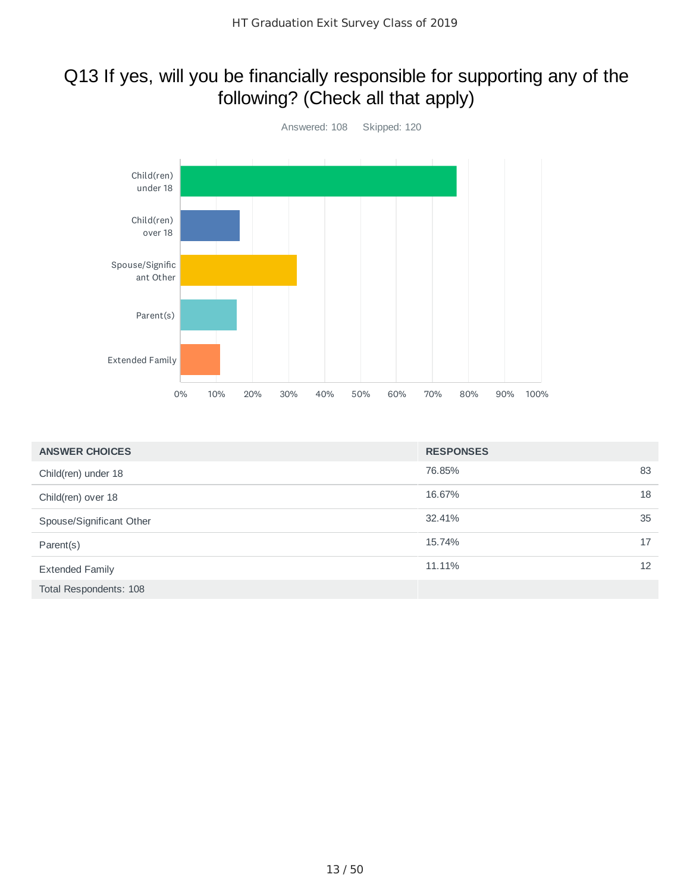## Q13 If yes, will you be financially responsible for supporting any of the following? (Check all that apply)

Answered: 108 Skipped: 120

| ANSWER CHOICES | RESPONSES | |
|---|---|---|
| Child(ren) under 18 | 76.85% | 83 |
| Child(ren) over 18 | 16.67% | 18 |
| Spouse/Significant Other | 32.41% | 35 |
| Parent(s) | 15.74% | 17 |
| Extended Family | 11.11% | 12 |
| Total Respondents: 108 | | |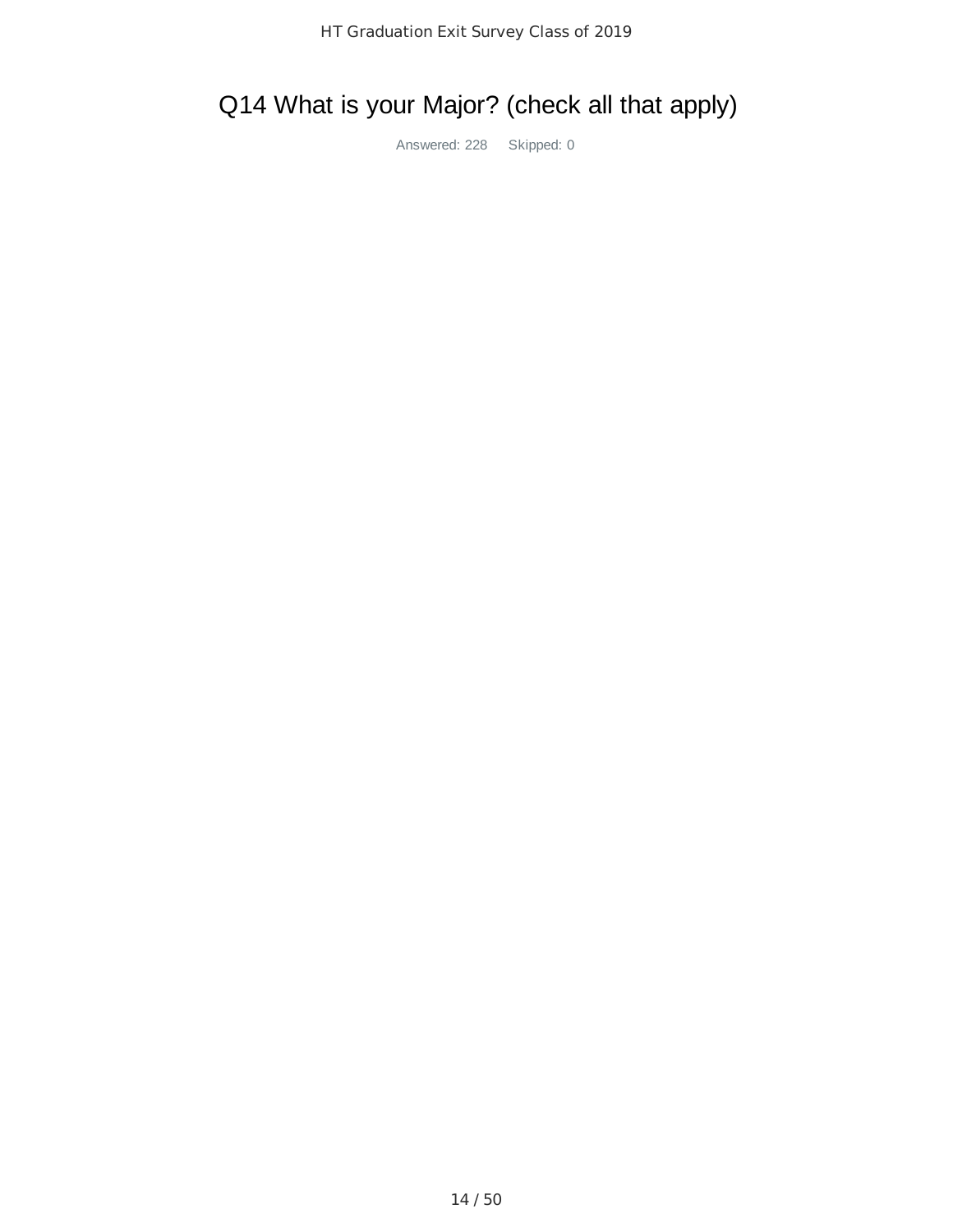# Q14 What is your Major? (check all that apply)

Answered: 228 Skipped: 0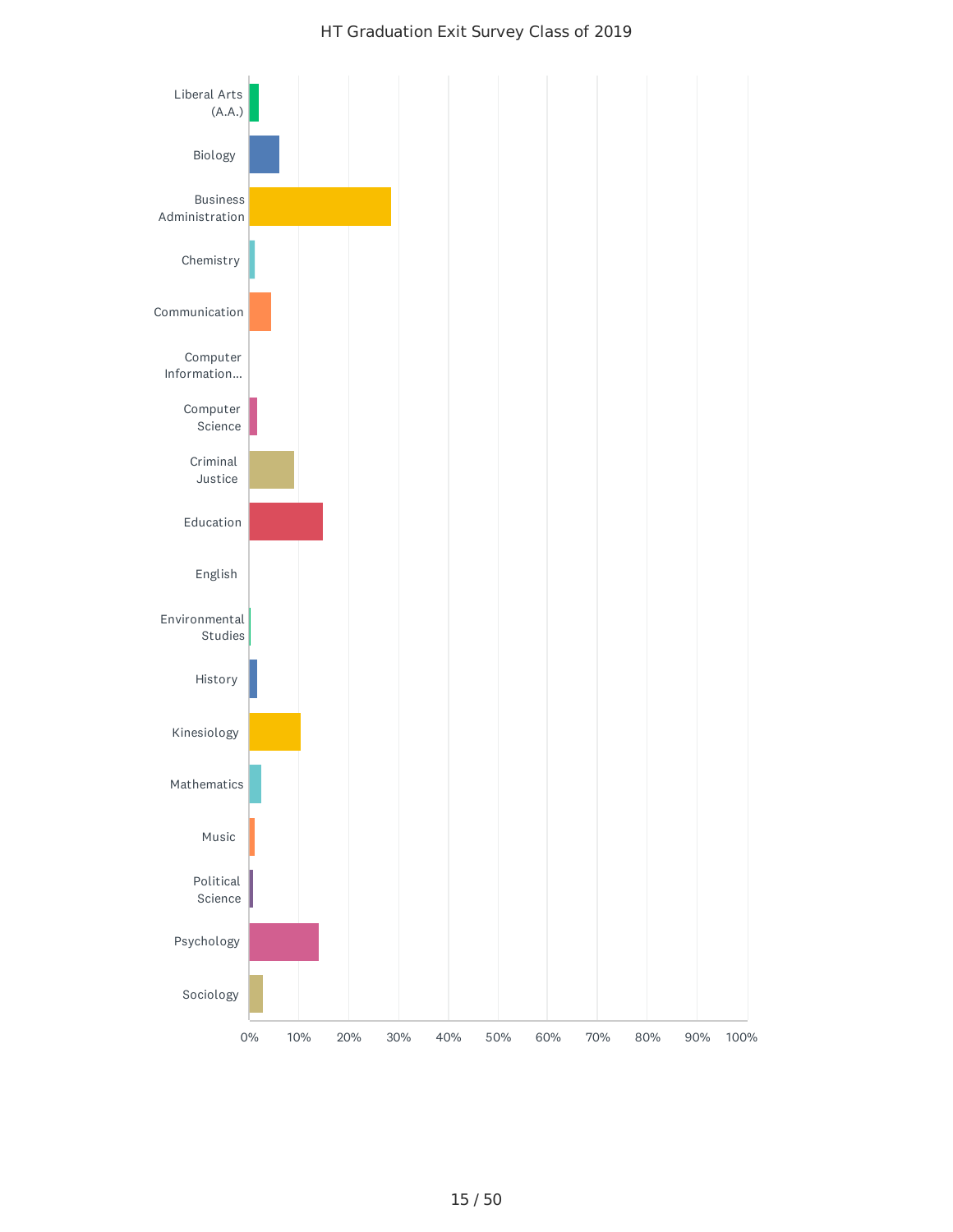HT Graduation Exit Survey Class of 2019

Liberal Arts (A.A.)

Biology

Business Administration

Chemistry

Communication

Computer Information...

Computer Science

Criminal Justice

Education

English

Environmental Studies

History

Kinesiology

Mathematics

Music

Political Science

Psychology

Sociology

0% 10% 20% 30% 40% 50% 60% 70% 80% 90% 100%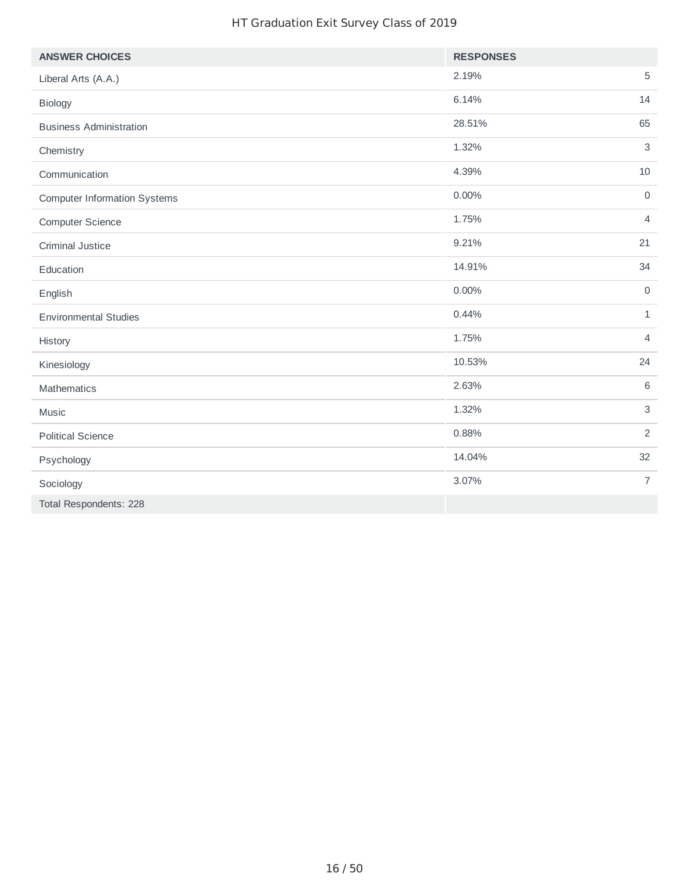| ANSWER CHOICES | RESPONSES | |
|---|---|---|
| Liberal Arts (A.A.) | 2.19% | 5 |
| Biology | 6.14% | 14 |
| Business Administration | 28.51% | 65 |
| Chemistry | 1.32% | 3 |
| Communication | 4.39% | 10 |
| Computer Information Systems | 0.00% | 0 |
| Computer Science | 1.75% | 4 |
| Criminal Justice | 9.21% | 21 |
| Education | 14.91% | 34 |
| English | 0.00% | 0 |
| Environmental Studies | 0.44% | 1 |
| History | 1.75% | 4 |
| Kinesiology | 10.53% | 24 |
| Mathematics | 2.63% | 6 |
| Music | 1.32% | 3 |
| Political Science | 0.88% | 2 |
| Psychology | 14.04% | 32 |
| Sociology | 3.07% | 7 |
| Total Respondents: 228 | | |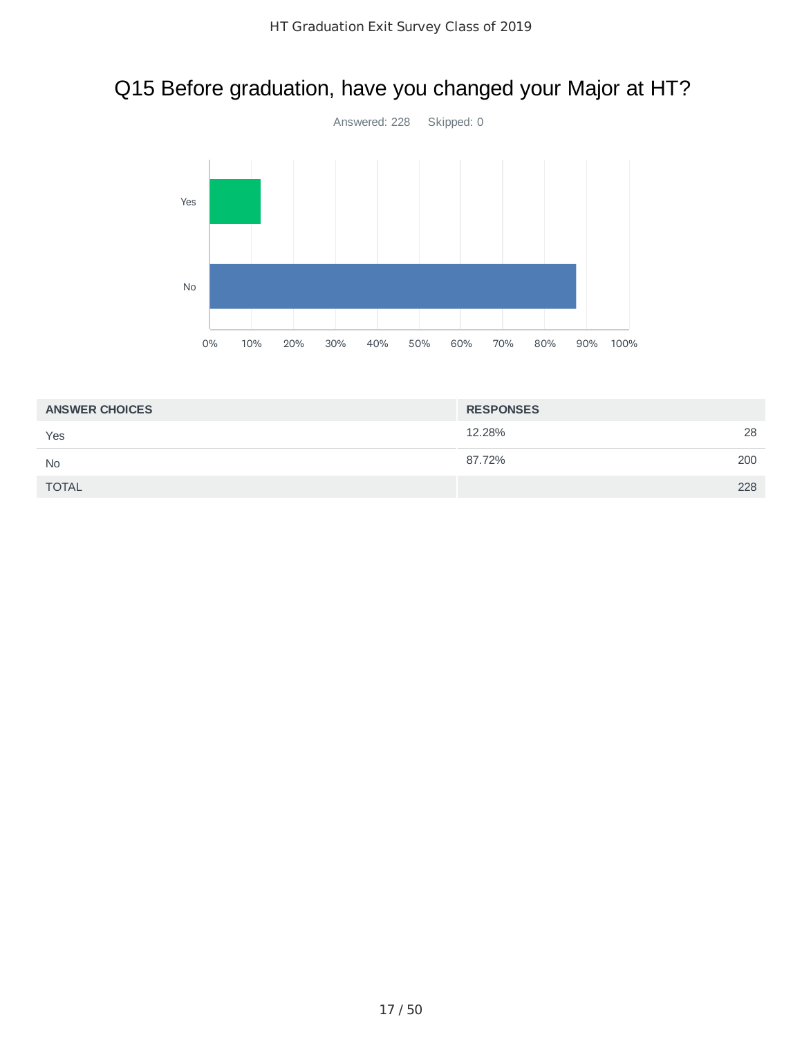# Q15 Before graduation, have you changed your Major at HT?

Answered: 228 Skipped: 0

| ANSWER CHOICES | RESPONSES | |
|---|---|---|
| Yes | 12.28% | 28 |
| No | 87.72% | 200 |
| TOTAL | | 228 |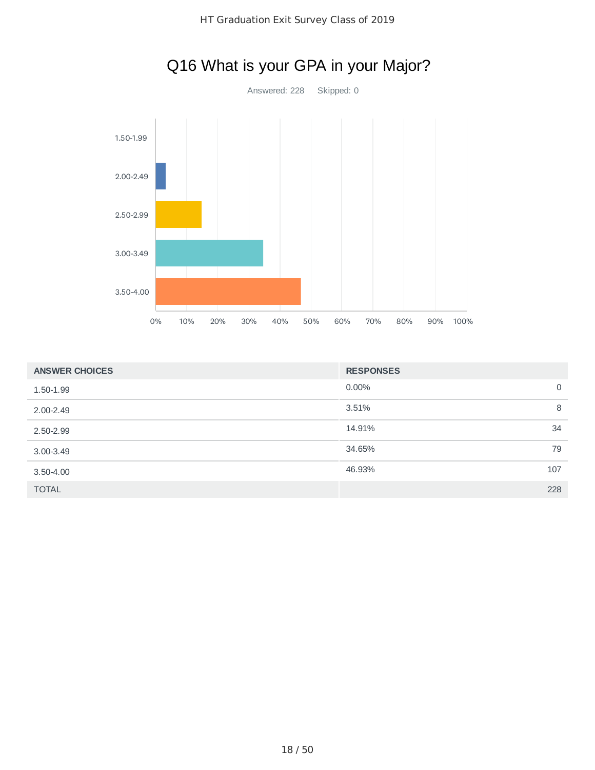# Q16 What is your GPA in your Major?

Answered: 228    Skipped: 0

| ANSWER CHOICES | RESPONSES | |
|---|---|---|
| 1.50-1.99 | 0.00% | 0 |
| 2.00-2.49 | 3.51% | 8 |
| 2.50-2.99 | 14.91% | 34 |
| 3.00-3.49 | 34.65% | 79 |
| 3.50-4.00 | 46.93% | 107 |
| TOTAL | | 228 |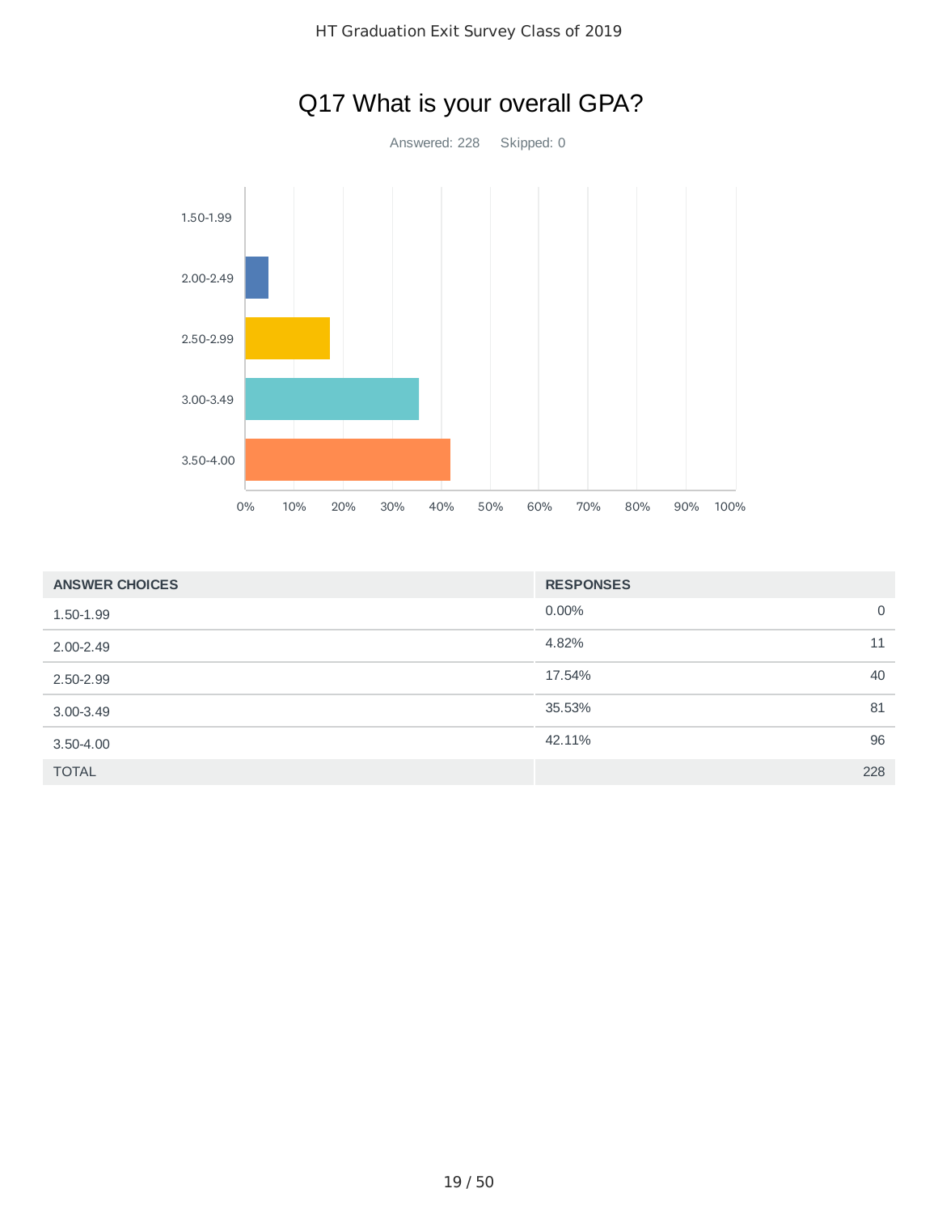# Q17 What is your overall GPA?

Answered: 228    Skipped: 0

| ANSWER CHOICES | RESPONSES | |
|---|---|---|
| 1.50-1.99 | 0.00% | 0 |
| 2.00-2.49 | 4.82% | 11 |
| 2.50-2.99 | 17.54% | 40 |
| 3.00-3.49 | 35.53% | 81 |
| 3.50-4.00 | 42.11% | 96 |
| TOTAL | | 228 |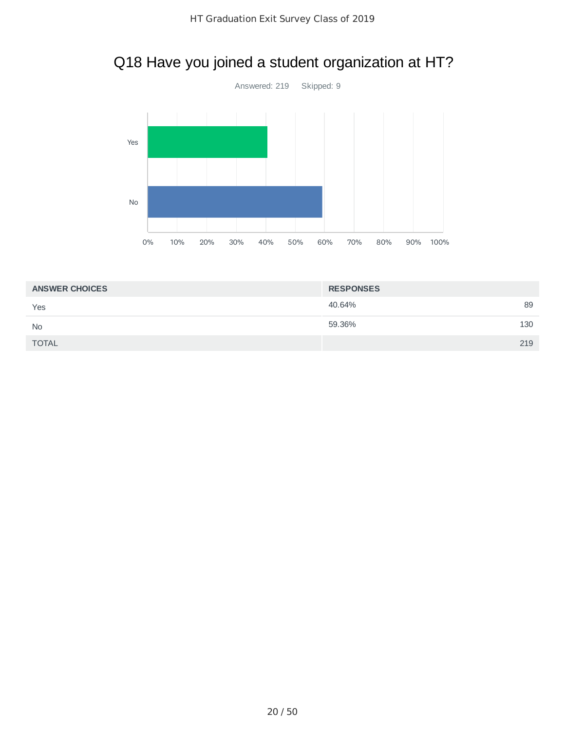# Q18 Have you joined a student organization at HT?

Answered: 219 Skipped: 9

| ANSWER CHOICES | RESPONSES | |
|---|---|---|
| Yes | 40.64% | 89 |
| No | 59.36% | 130 |
| TOTAL | | 219 |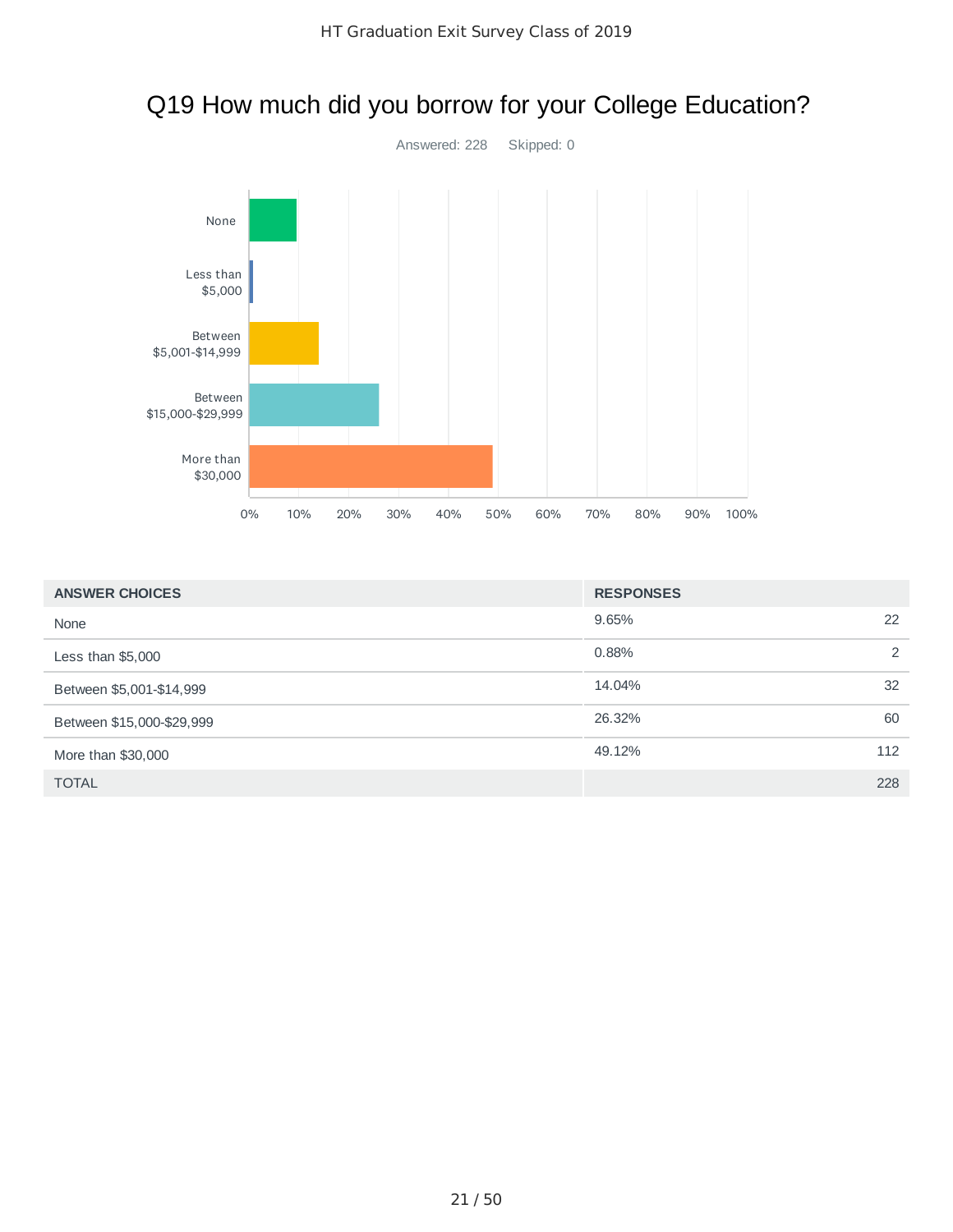# Q19 How much did you borrow for your College Education?

Answered: 228    Skipped: 0

| ANSWER CHOICES | RESPONSES | |
|---|---|---|
| None | 9.65% | 22 |
| Less than $5,000 | 0.88% | 2 |
| Between $5,001-$14,999 | 14.04% | 32 |
| Between $15,000-$29,999 | 26.32% | 60 |
| More than $30,000 | 49.12% | 112 |
| TOTAL | | 228 |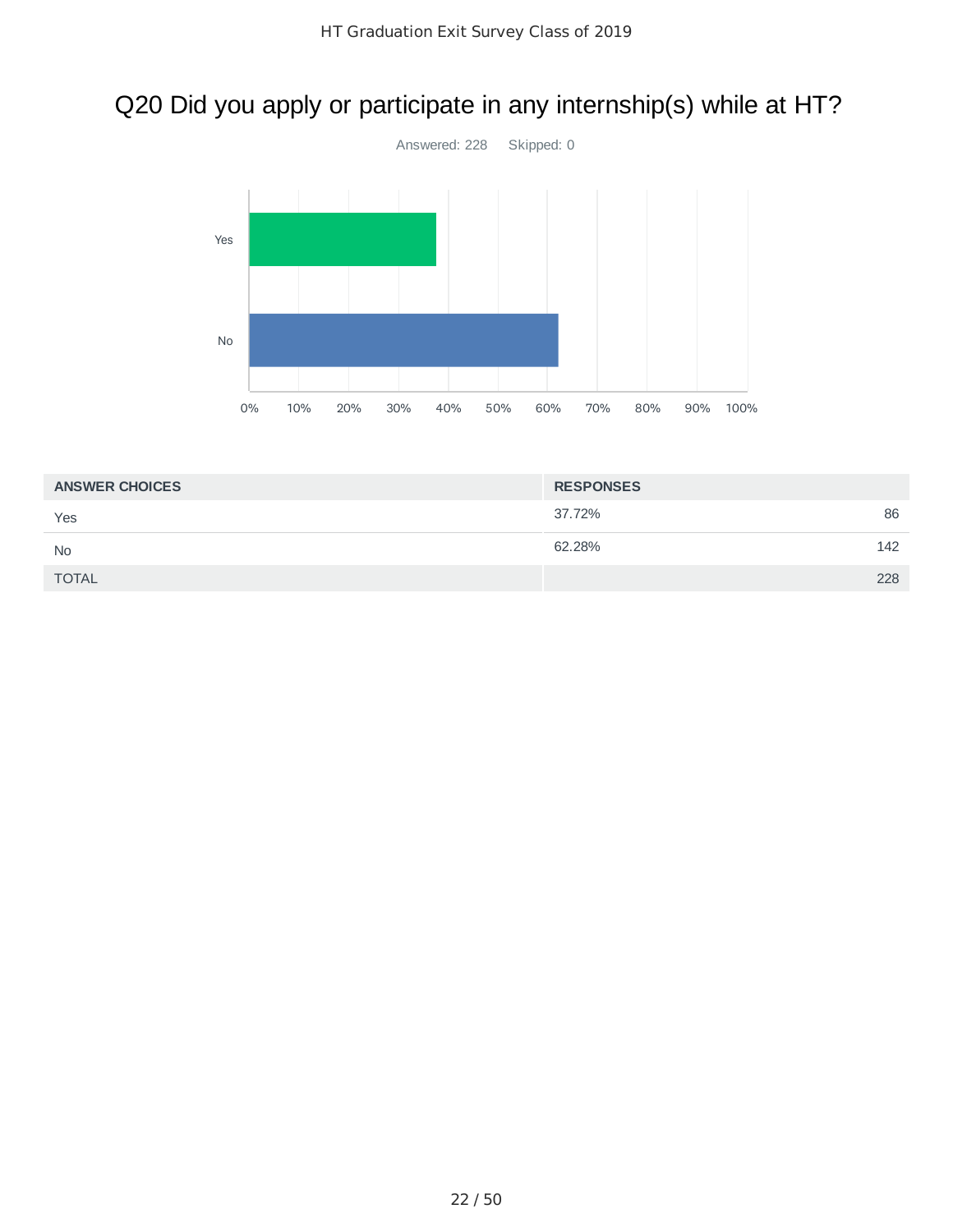# Q20 Did you apply or participate in any internship(s) while at HT?

Answered: 228 Skipped: 0

| ANSWER CHOICES | RESPONSES | |
|---|---|---|
| Yes | 37.72% | 86 |
| No | 62.28% | 142 |
| TOTAL | | 228 |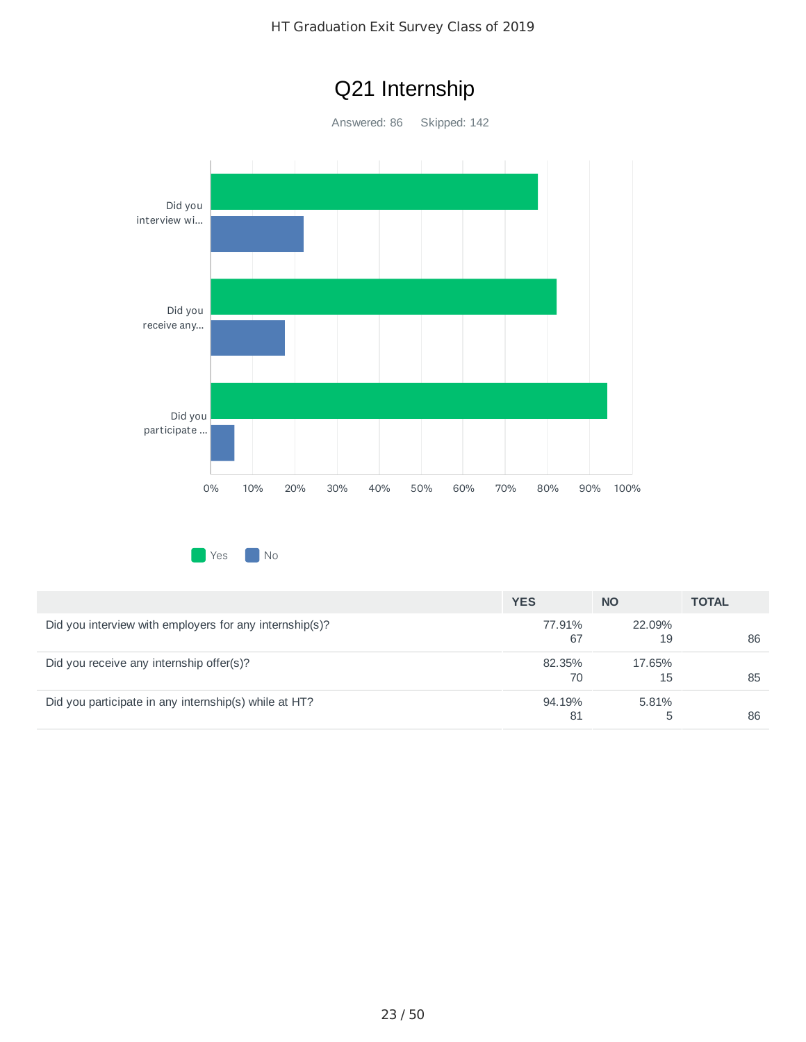# Q21 Internship

Answered: 86 Skipped: 142

| | YES | NO | TOTAL |
|---|---|---|---|
| Did you interview with employers for any internship(s)? | 77.91%<br>67 | 22.09%<br>19 | 86 |
| Did you receive any internship offer(s)? | 82.35%<br>70 | 17.65%<br>15 | 85 |
| Did you participate in any internship(s) while at HT? | 94.19%<br>81 | 5.81%<br>5 | 86 |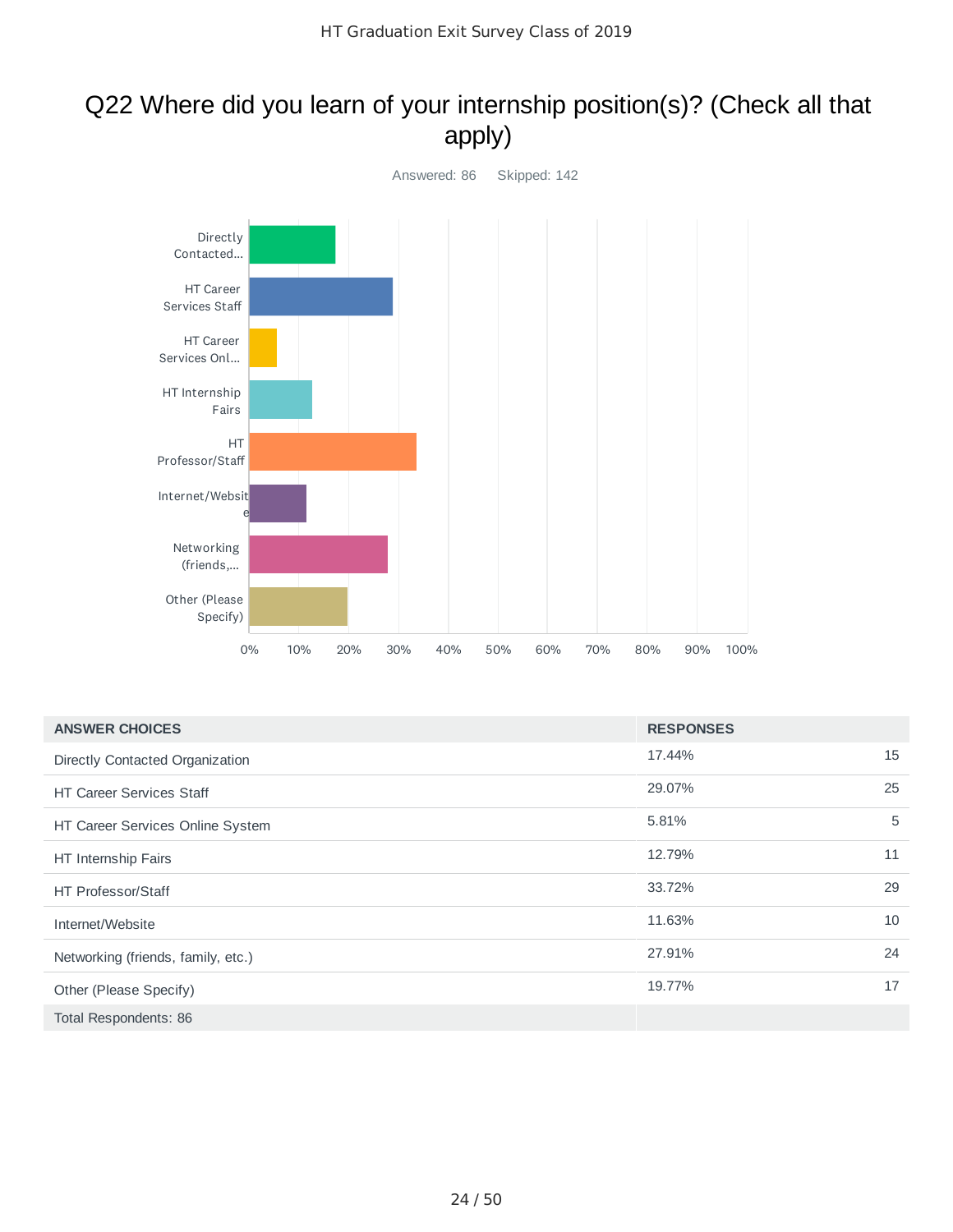# Q22 Where did you learn of your internship position(s)? (Check all that apply)

Answered: 86    Skipped: 142

| ANSWER CHOICES | RESPONSES | |
|---|---|---|
| Directly Contacted Organization | 17.44% | 15 |
| HT Career Services Staff | 29.07% | 25 |
| HT Career Services Online System | 5.81% | 5 |
| HT Internship Fairs | 12.79% | 11 |
| HT Professor/Staff | 33.72% | 29 |
| Internet/Website | 11.63% | 10 |
| Networking (friends, family, etc.) | 27.91% | 24 |
| Other (Please Specify) | 19.77% | 17 |
| Total Respondents: 86 | | |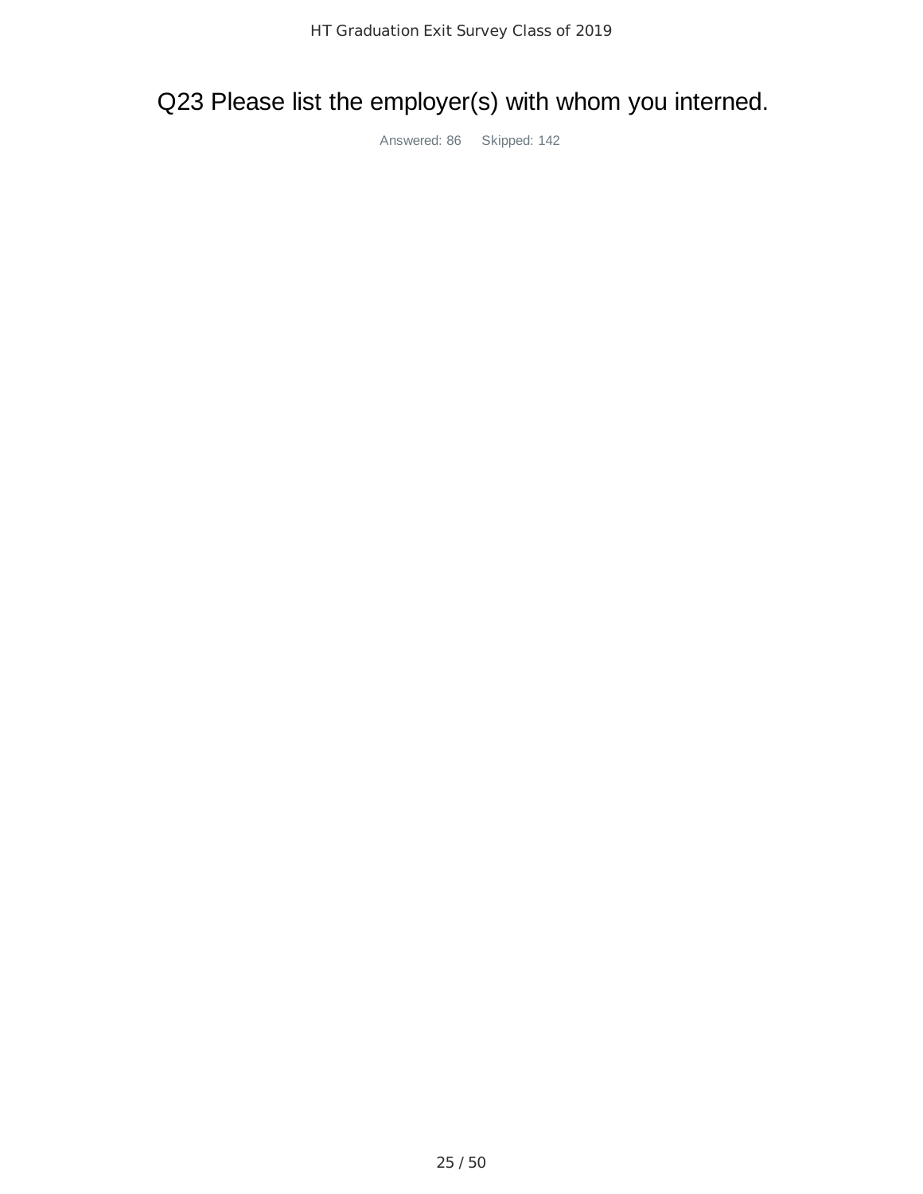# Q23 Please list the employer(s) with whom you interned.

Answered: 86 Skipped: 142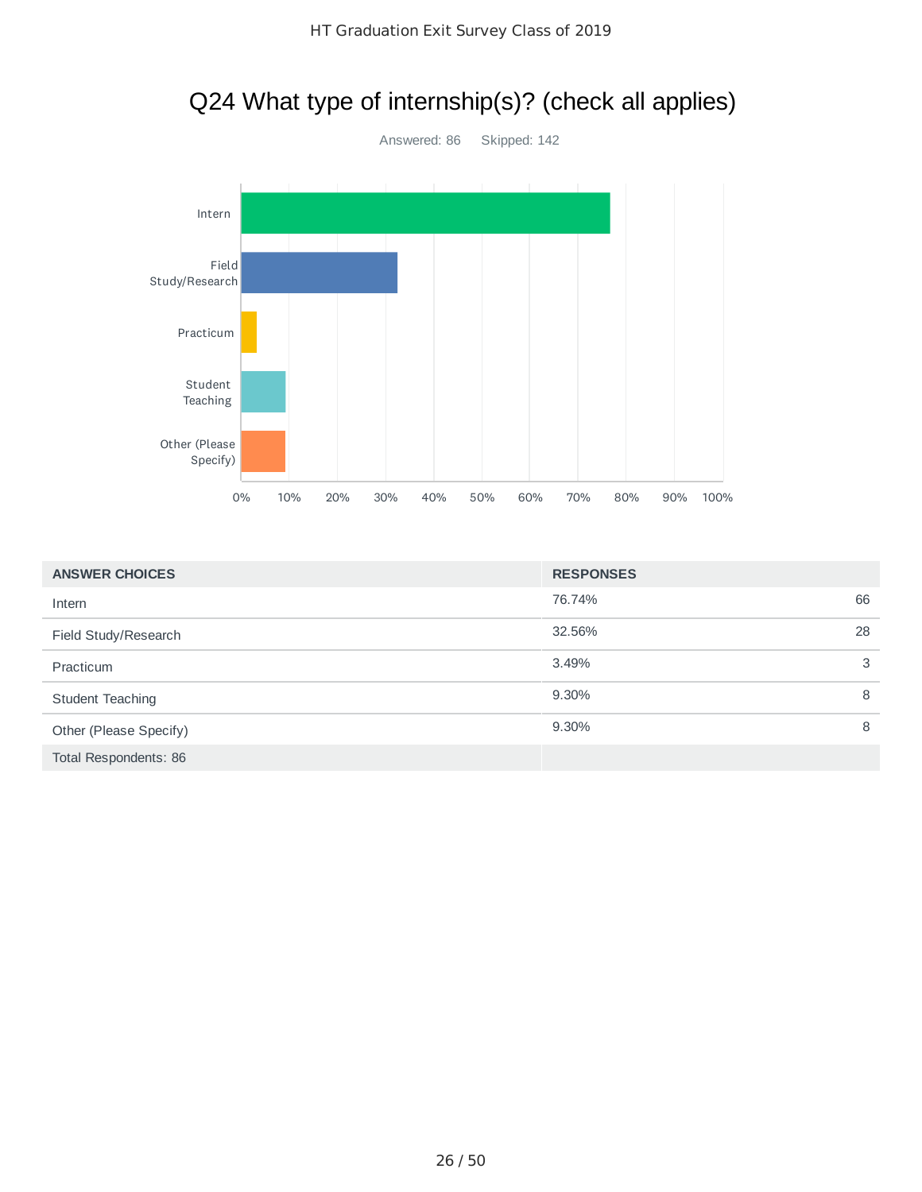# Q24 What type of internship(s)? (check all applies)

Answered: 86 Skipped: 142

| ANSWER CHOICES | RESPONSES | |
|---|---|---|
| Intern | 76.74% | 66 |
| Field Study/Research | 32.56% | 28 |
| Practicum | 3.49% | 3 |
| Student Teaching | 9.30% | 8 |
| Other (Please Specify) | 9.30% | 8 |
| Total Respondents: 86 | | |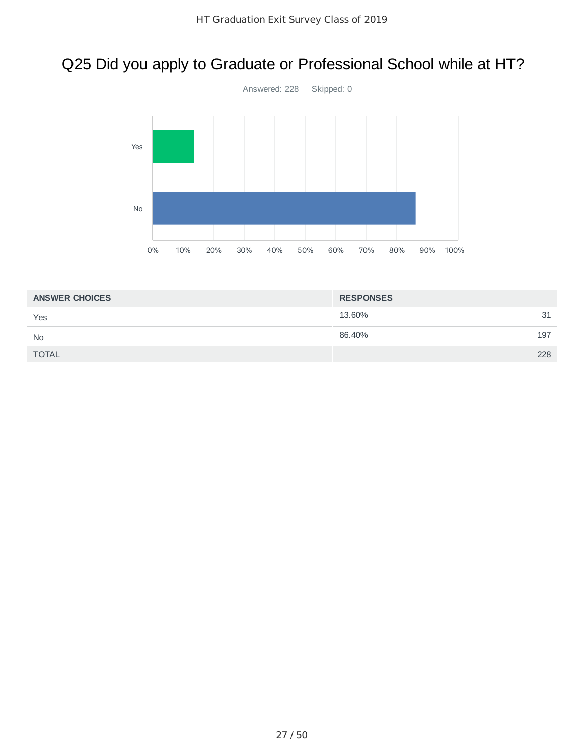# Q25 Did you apply to Graduate or Professional School while at HT?

Answered: 228 Skipped: 0

| ANSWER CHOICES | RESPONSES | |
|---|---|---|
| Yes | 13.60% | 31 |
| No | 86.40% | 197 |
| TOTAL | | 228 |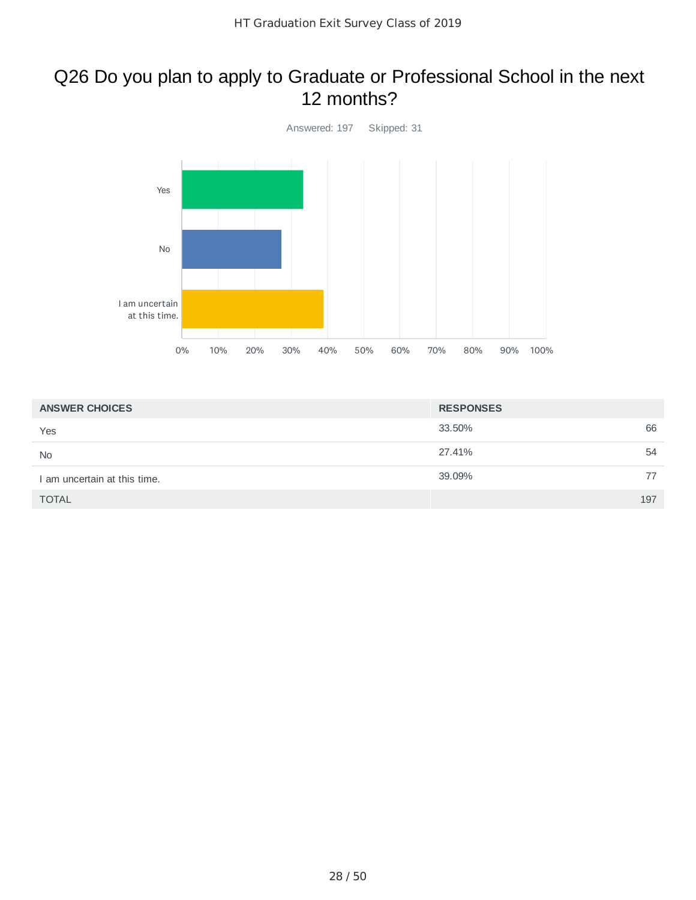# Q26 Do you plan to apply to Graduate or Professional School in the next 12 months?

Answered: 197 Skipped: 31

| ANSWER CHOICES | RESPONSES | |
|---|---|---|
| Yes | 33.50% | 66 |
| No | 27.41% | 54 |
| I am uncertain at this time. | 39.09% | 77 |
| TOTAL | | 197 |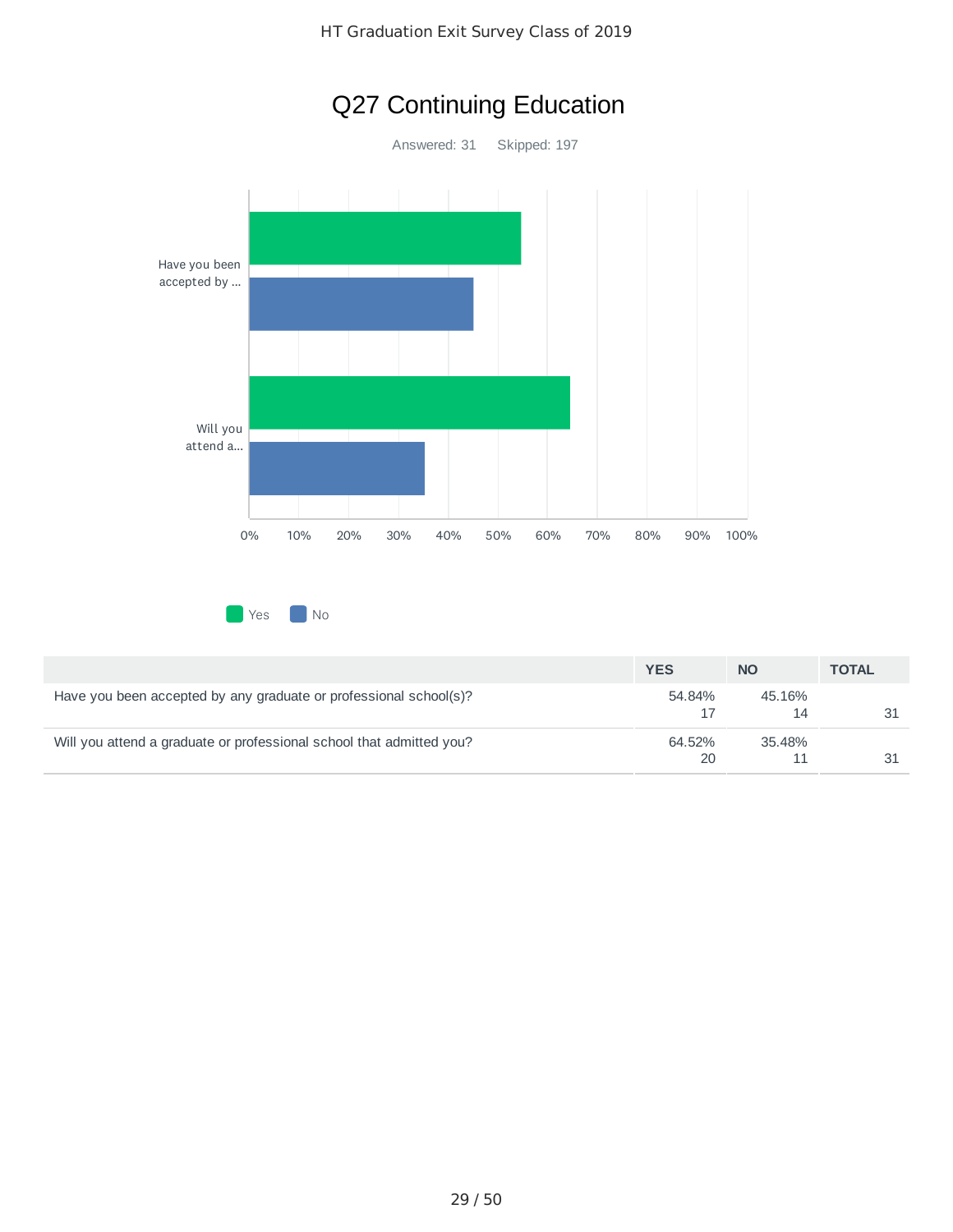# Q27 Continuing Education

Answered: 31 Skipped: 197

| | YES | NO | TOTAL |
|---|---|---|---|
| Have you been accepted by any graduate or professional school(s)? | 54.84% 17 | 45.16% 14 | 31 |
| Will you attend a graduate or professional school that admitted you? | 64.52% 20 | 35.48% 11 | 31 |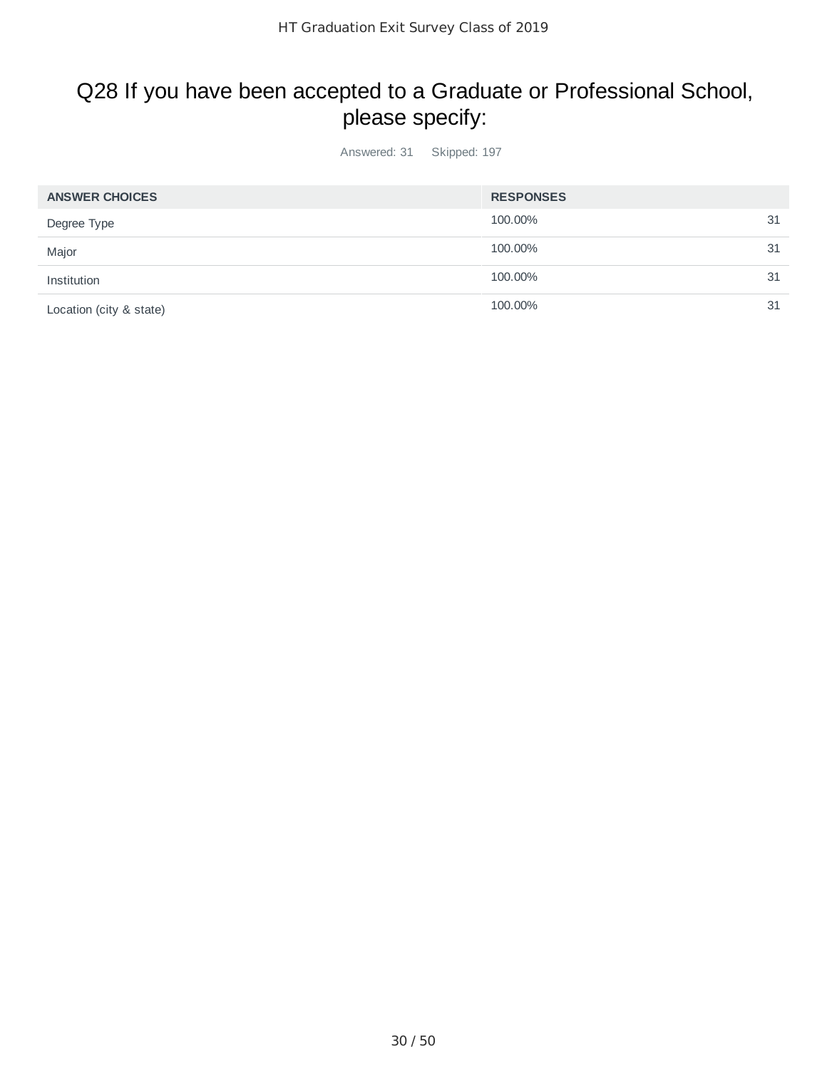# Q28 If you have been accepted to a Graduate or Professional School, please specify:

Answered: 31    Skipped: 197

| ANSWER CHOICES | RESPONSES | |
|---|---|---|
| Degree Type | 100.00% | 31 |
| Major | 100.00% | 31 |
| Institution | 100.00% | 31 |
| Location (city & state) | 100.00% | 31 |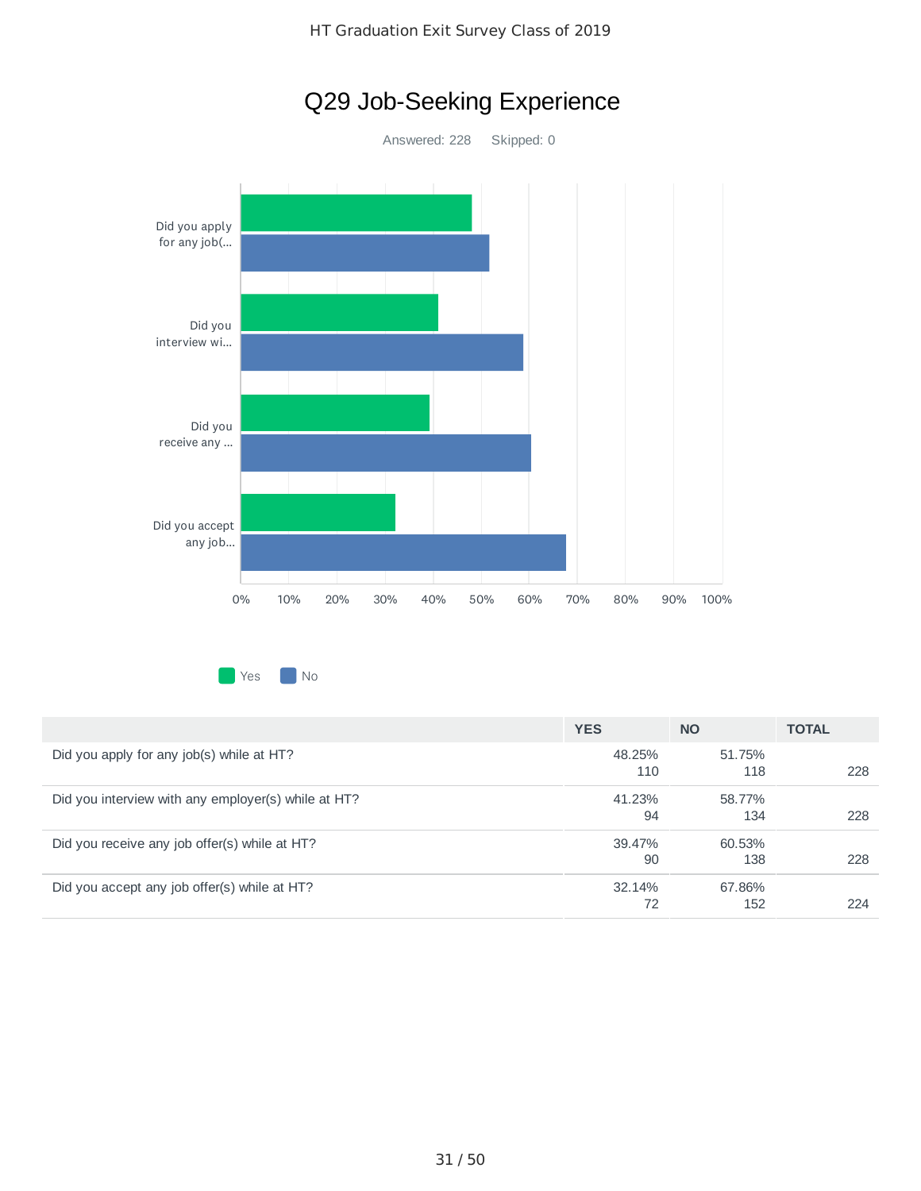# Q29 Job-Seeking Experience

Answered: 228 Skipped: 0

Yes No

| | YES | NO | TOTAL |
|---|---|---|---|
| Did you apply for any job(s) while at HT? | 48.25%<br>110 | 51.75%<br>118 | 228 |
| Did you interview with any employer(s) while at HT? | 41.23%<br>94 | 58.77%<br>134 | 228 |
| Did you receive any job offer(s) while at HT? | 39.47%<br>90 | 60.53%<br>138 | 228 |
| Did you accept any job offer(s) while at HT? | 32.14%<br>72 | 67.86%<br>152 | 224 |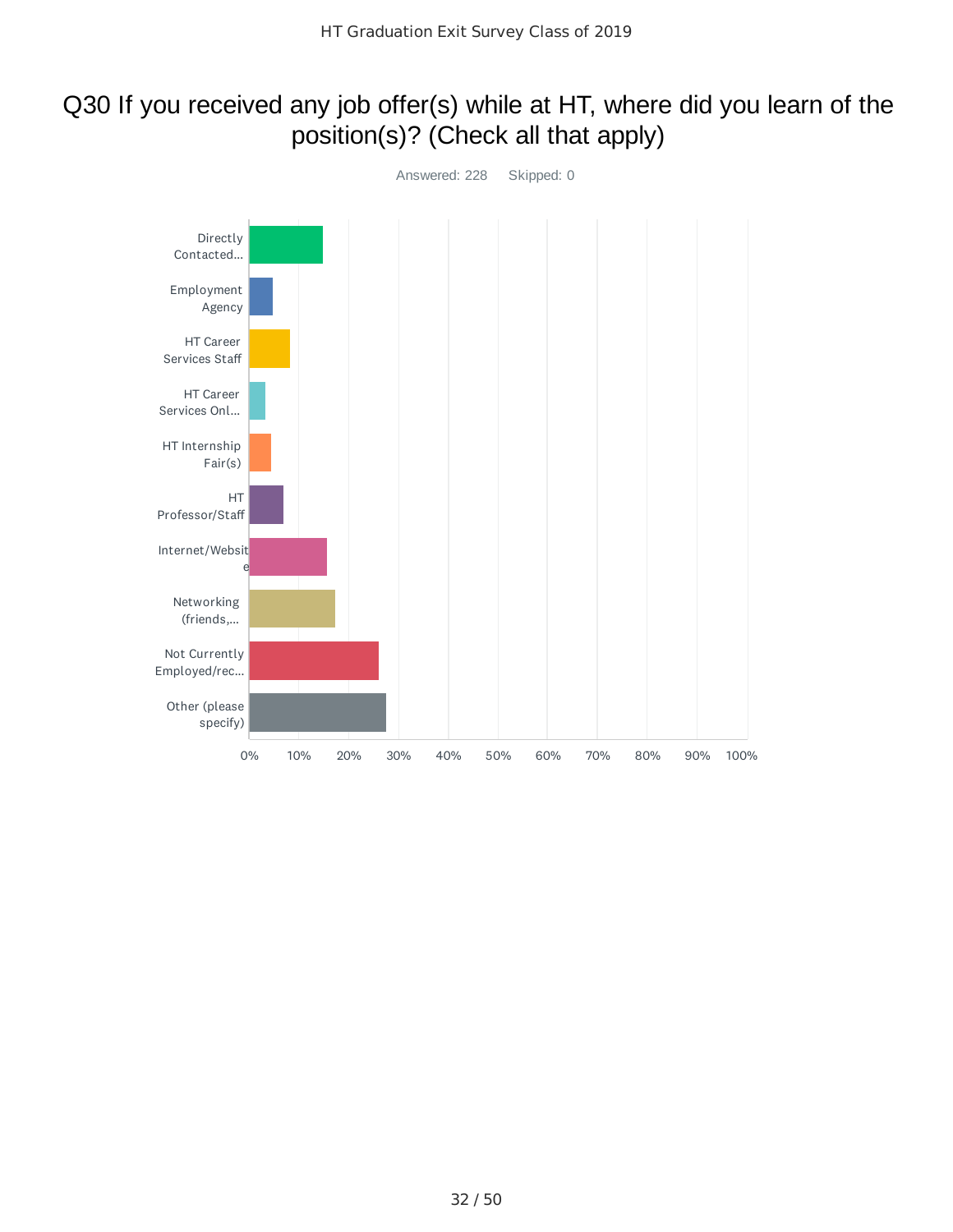## Q30 If you received any job offer(s) while at HT, where did you learn of the position(s)? (Check all that apply)

Answered: 228 Skipped: 0

| Answer Choice |
|---|
| Directly Contacted... |
| Employment Agency |
| HT Career Services Staff |
| HT Career Services Onl... |
| HT Internship Fair(s) |
| HT Professor/Staff |
| Internet/Website |
| Networking (friends,... |
| Not Currently Employed/rec... |
| Other (please specify) |

0% 10% 20% 30% 40% 50% 60% 70% 80% 90% 100%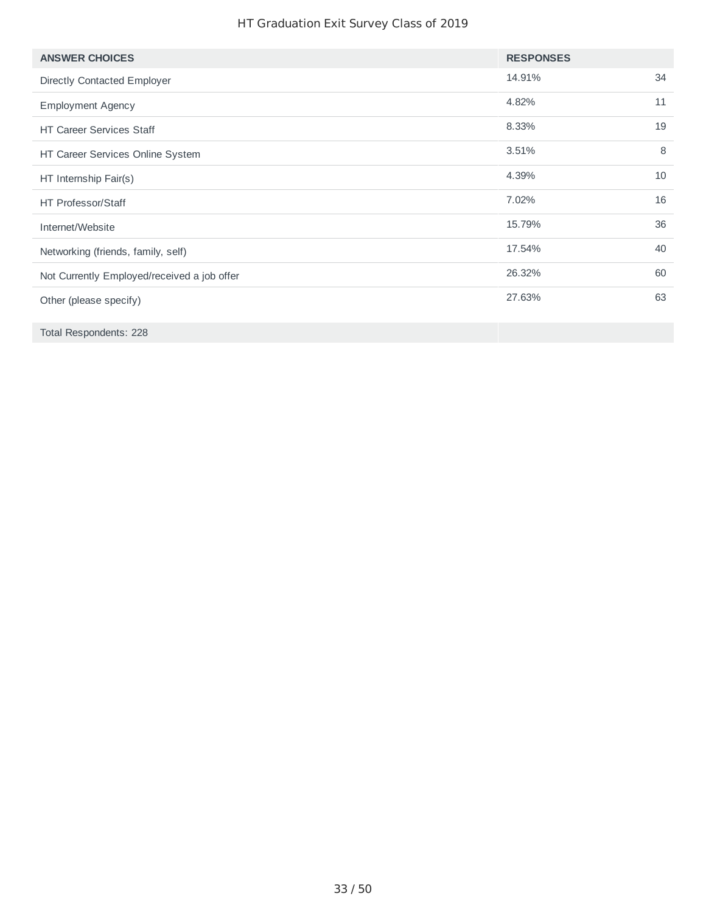| ANSWER CHOICES | RESPONSES | |
|---|---|---|
| Directly Contacted Employer | 14.91% | 34 |
| Employment Agency | 4.82% | 11 |
| HT Career Services Staff | 8.33% | 19 |
| HT Career Services Online System | 3.51% | 8 |
| HT Internship Fair(s) | 4.39% | 10 |
| HT Professor/Staff | 7.02% | 16 |
| Internet/Website | 15.79% | 36 |
| Networking (friends, family, self) | 17.54% | 40 |
| Not Currently Employed/received a job offer | 26.32% | 60 |
| Other (please specify) | 27.63% | 63 |
| Total Respondents: 228 | | |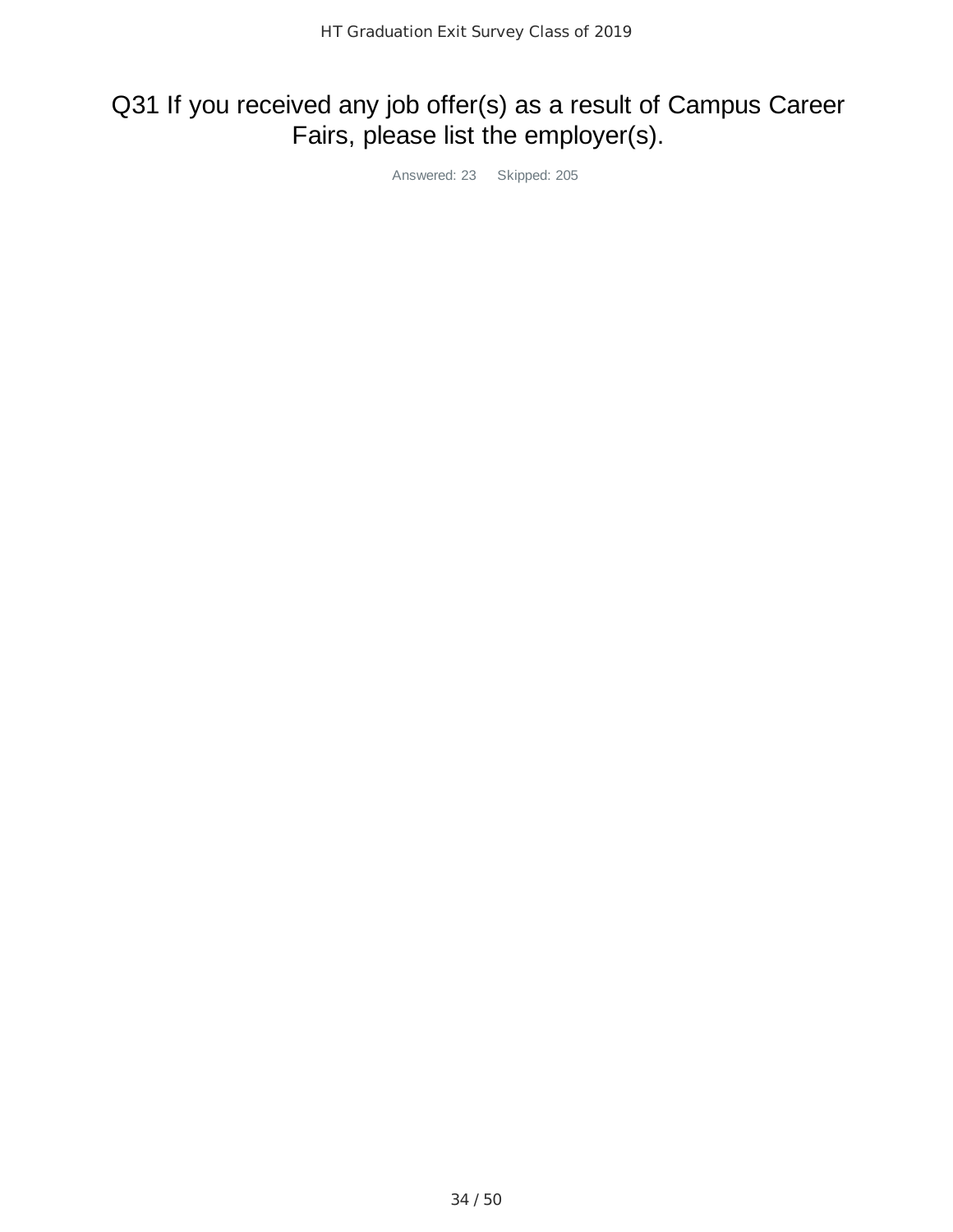# Q31 If you received any job offer(s) as a result of Campus Career Fairs, please list the employer(s).

Answered: 23 Skipped: 205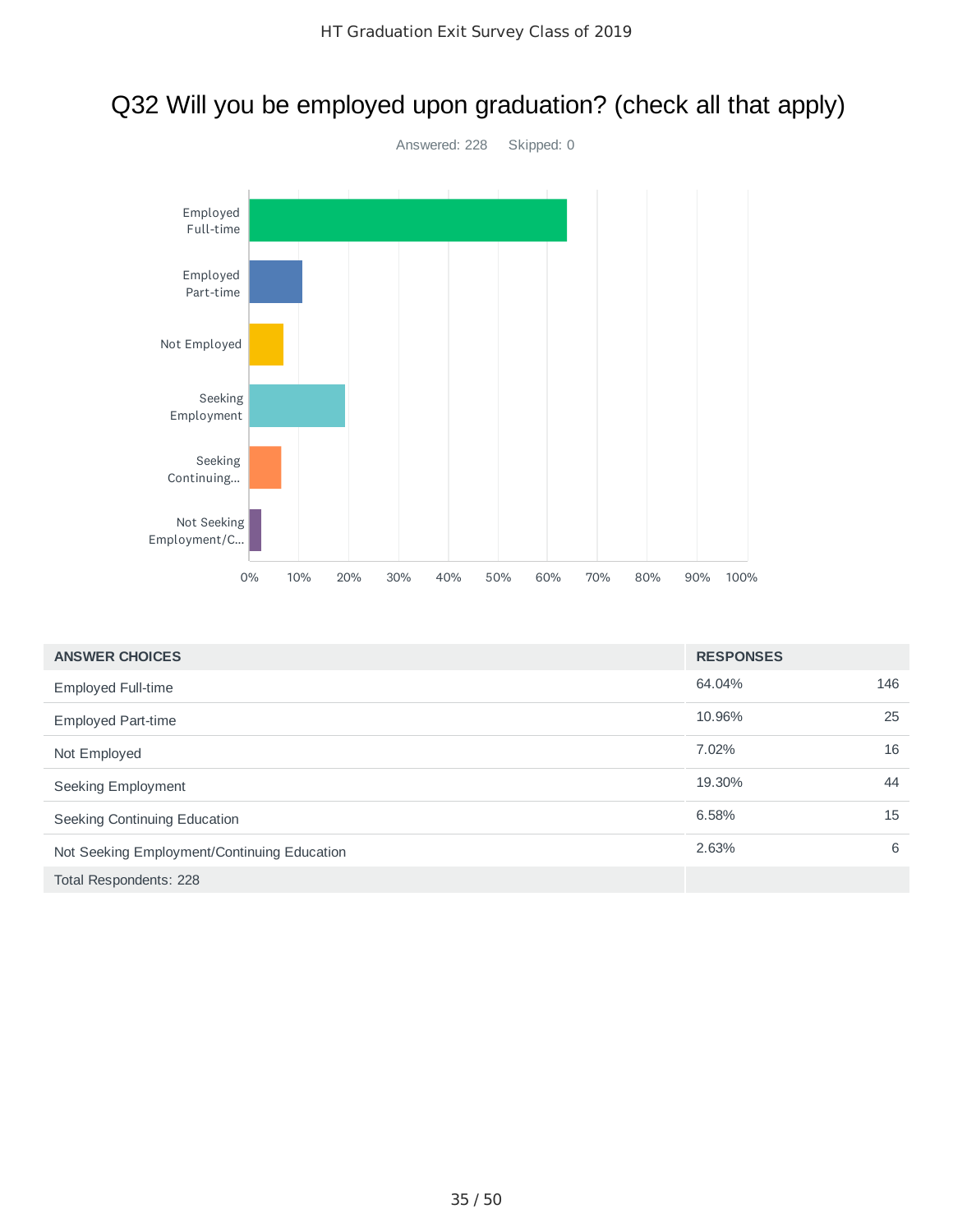# Q32 Will you be employed upon graduation? (check all that apply)

Answered: 228    Skipped: 0

| ANSWER CHOICES | RESPONSES | |
|---|---|---|
| Employed Full-time | 64.04% | 146 |
| Employed Part-time | 10.96% | 25 |
| Not Employed | 7.02% | 16 |
| Seeking Employment | 19.30% | 44 |
| Seeking Continuing Education | 6.58% | 15 |
| Not Seeking Employment/Continuing Education | 2.63% | 6 |
| Total Respondents: 228 | | |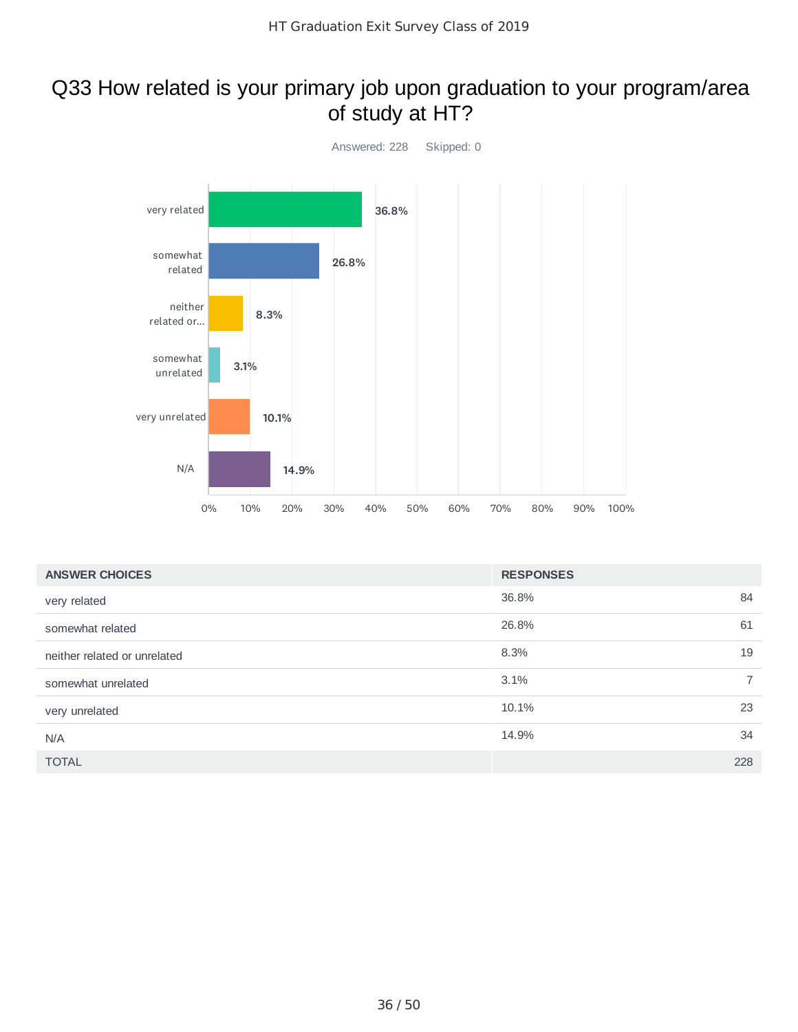# Q33 How related is your primary job upon graduation to your program/area of study at HT?

Answered: 228 Skipped: 0

| ANSWER CHOICES | RESPONSES | |
|---|---|---|
| very related | 36.8% | 84 |
| somewhat related | 26.8% | 61 |
| neither related or unrelated | 8.3% | 19 |
| somewhat unrelated | 3.1% | 7 |
| very unrelated | 10.1% | 23 |
| N/A | 14.9% | 34 |
| TOTAL | | 228 |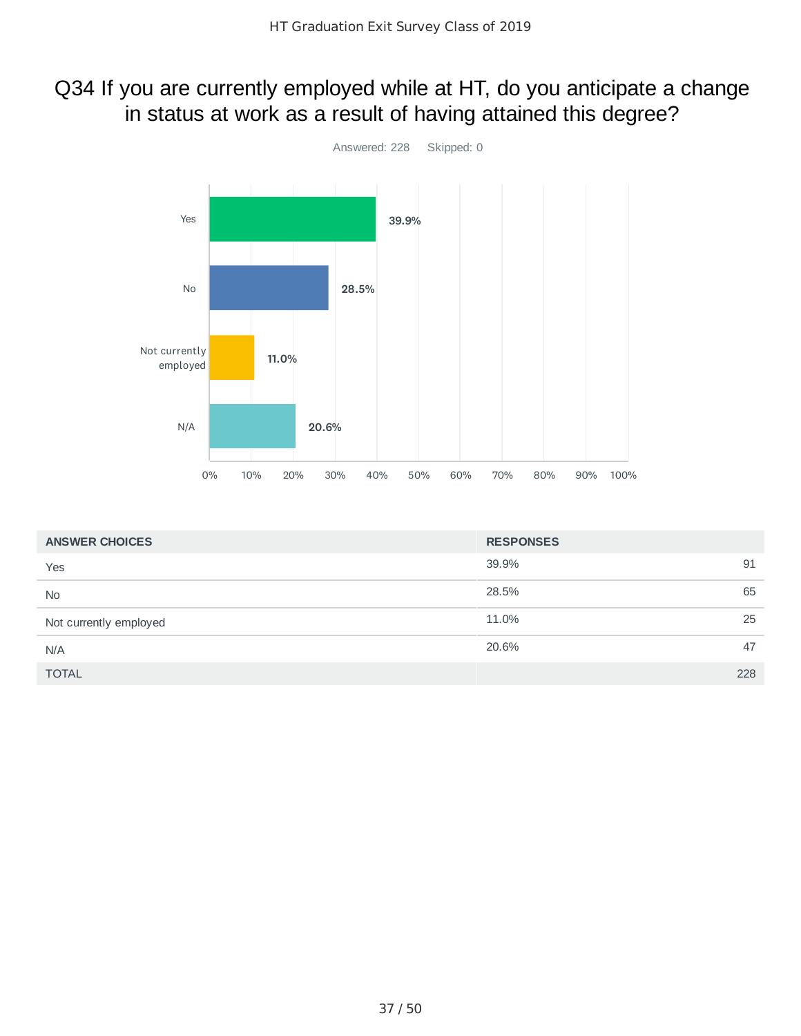# Q34 If you are currently employed while at HT, do you anticipate a change in status at work as a result of having attained this degree?

Answered: 228 Skipped: 0

| ANSWER CHOICES | RESPONSES | |
|---|---|---|
| Yes | 39.9% | 91 |
| No | 28.5% | 65 |
| Not currently employed | 11.0% | 25 |
| N/A | 20.6% | 47 |
| TOTAL | | 228 |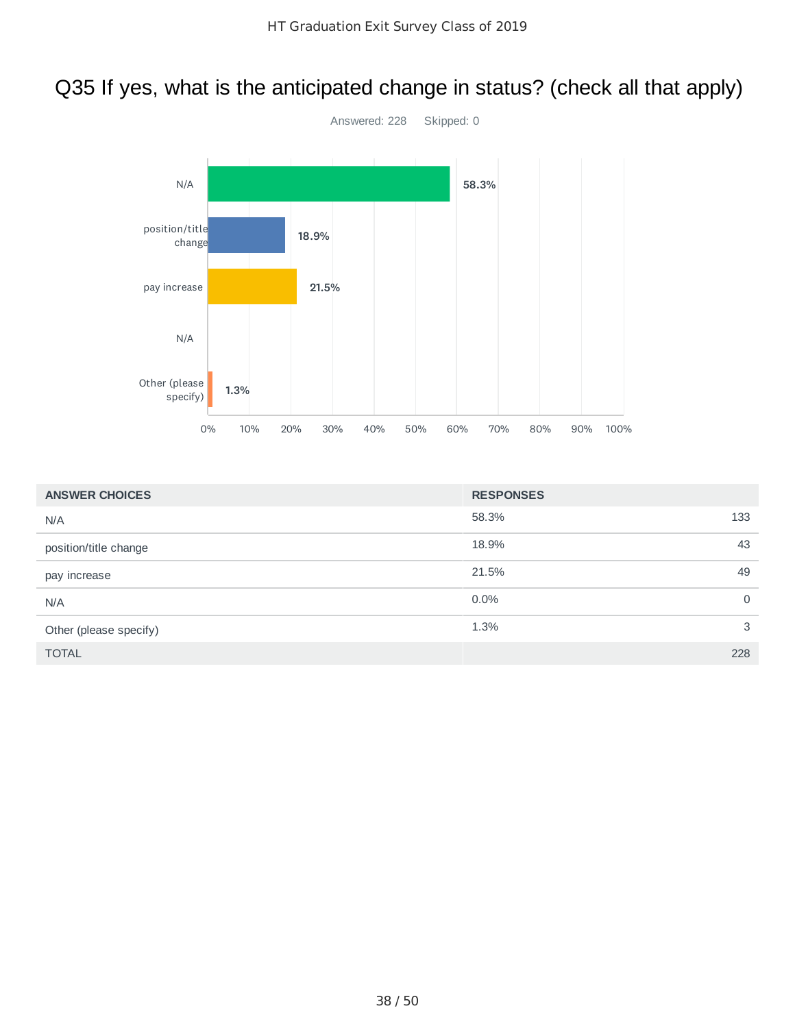# Q35 If yes, what is the anticipated change in status? (check all that apply)

Answered: 228 Skipped: 0

| ANSWER CHOICES | RESPONSES | |
|---|---|---|
| N/A | 58.3% | 133 |
| position/title change | 18.9% | 43 |
| pay increase | 21.5% | 49 |
| N/A | 0.0% | 0 |
| Other (please specify) | 1.3% | 3 |
| TOTAL | | 228 |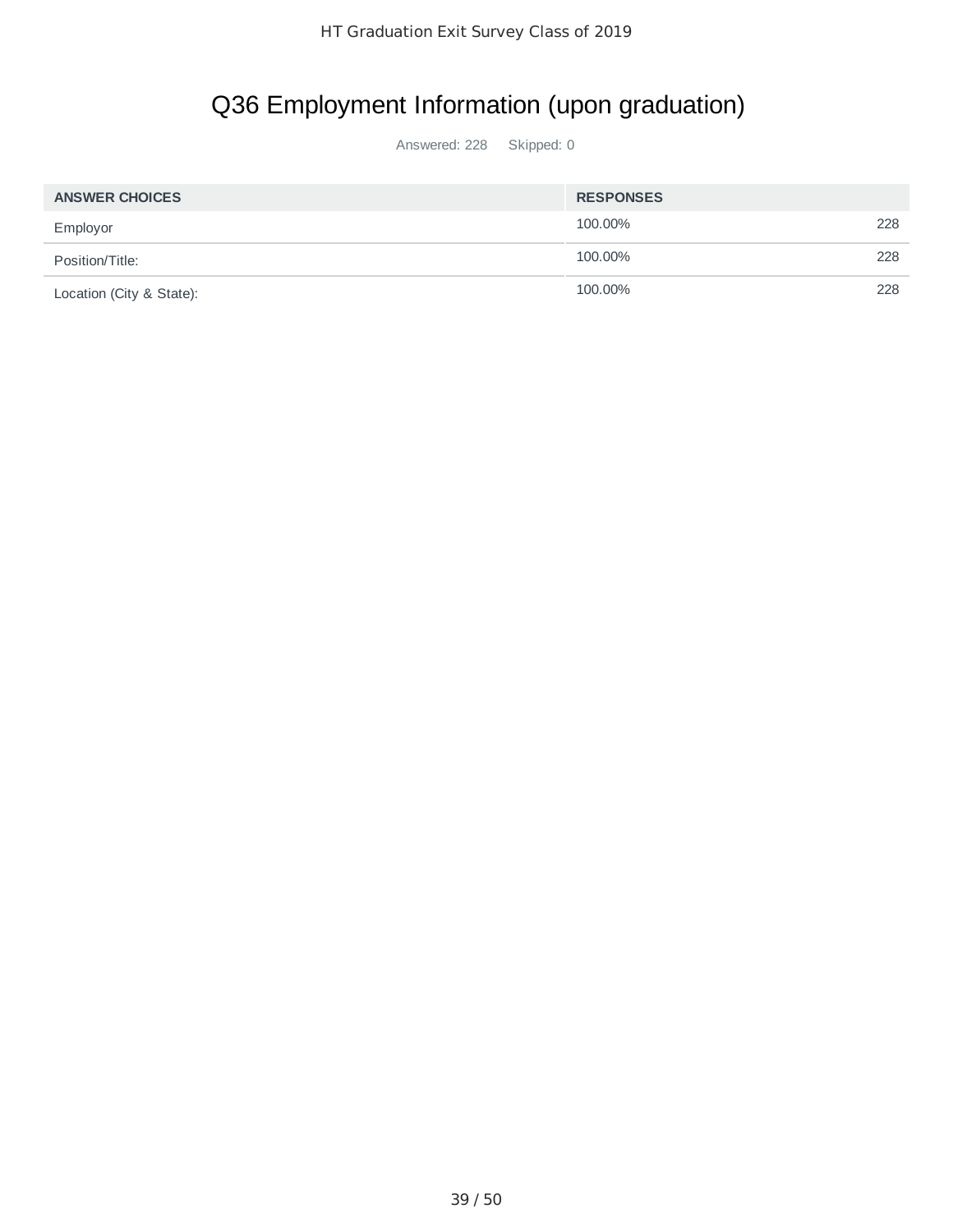# Q36 Employment Information (upon graduation)

Answered: 228 Skipped: 0

| ANSWER CHOICES | RESPONSES | |
|---|---|---|
| Employor | 100.00% | 228 |
| Position/Title: | 100.00% | 228 |
| Location (City & State): | 100.00% | 228 |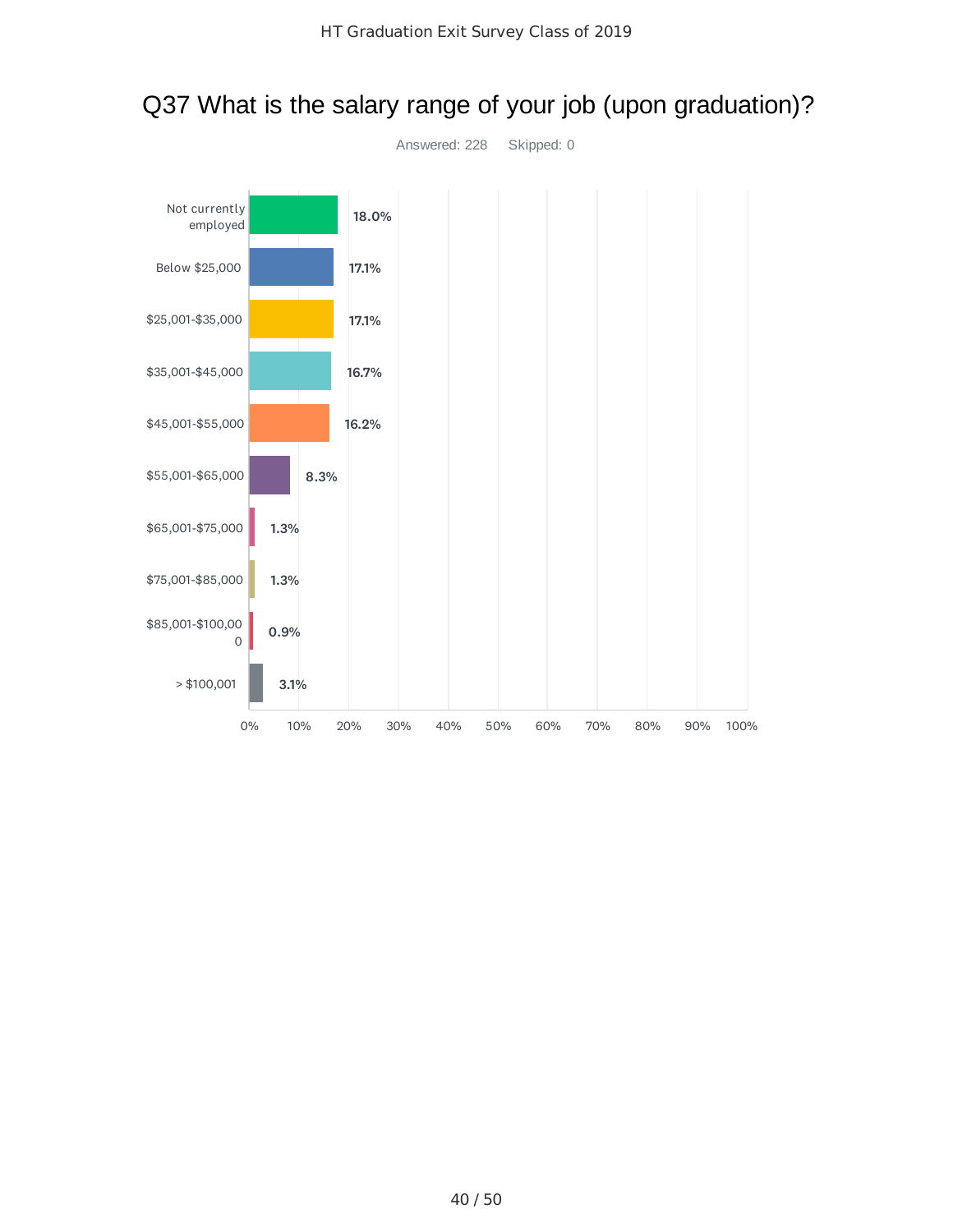# Q37 What is the salary range of your job (upon graduation)?

Answered: 228 Skipped: 0

| Answer Choice | Percentage |
| --- | --- |
| Not currently employed | 18.0% |
| Below $25,000 | 17.1% |
| $25,001-$35,000 | 17.1% |
| $35,001-$45,000 | 16.7% |
| $45,001-$55,000 | 16.2% |
| $55,001-$65,000 | 8.3% |
| $65,001-$75,000 | 1.3% |
| $75,001-$85,000 | 1.3% |
| $85,001-$100,000 | 0.9% |
| > $100,001 | 3.1% |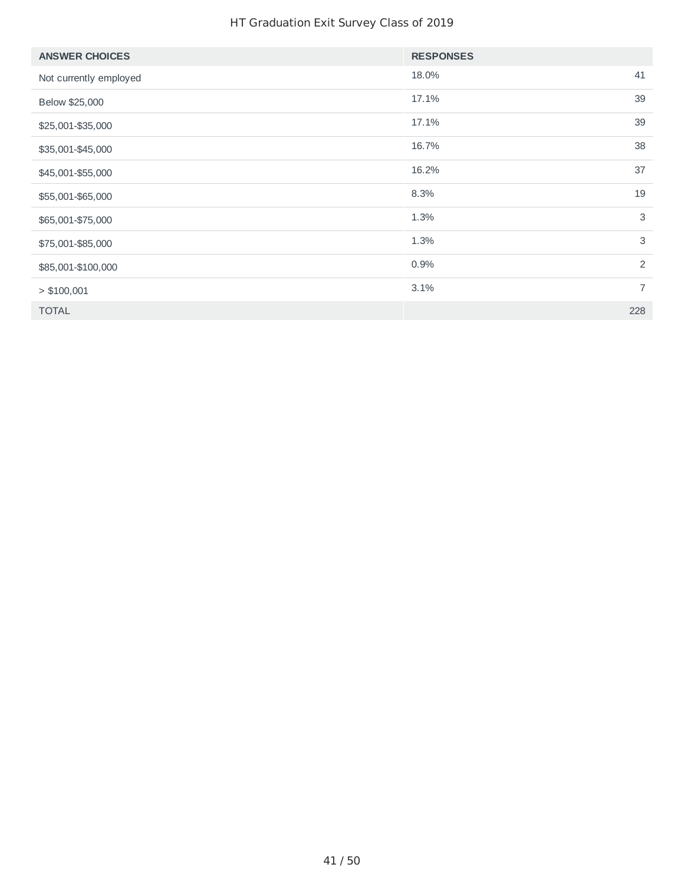| ANSWER CHOICES | RESPONSES | |
|---|---|---|
| Not currently employed | 18.0% | 41 |
| Below $25,000 | 17.1% | 39 |
| $25,001-$35,000 | 17.1% | 39 |
| $35,001-$45,000 | 16.7% | 38 |
| $45,001-$55,000 | 16.2% | 37 |
| $55,001-$65,000 | 8.3% | 19 |
| $65,001-$75,000 | 1.3% | 3 |
| $75,001-$85,000 | 1.3% | 3 |
| $85,001-$100,000 | 0.9% | 2 |
| > $100,001 | 3.1% | 7 |
| TOTAL | | 228 |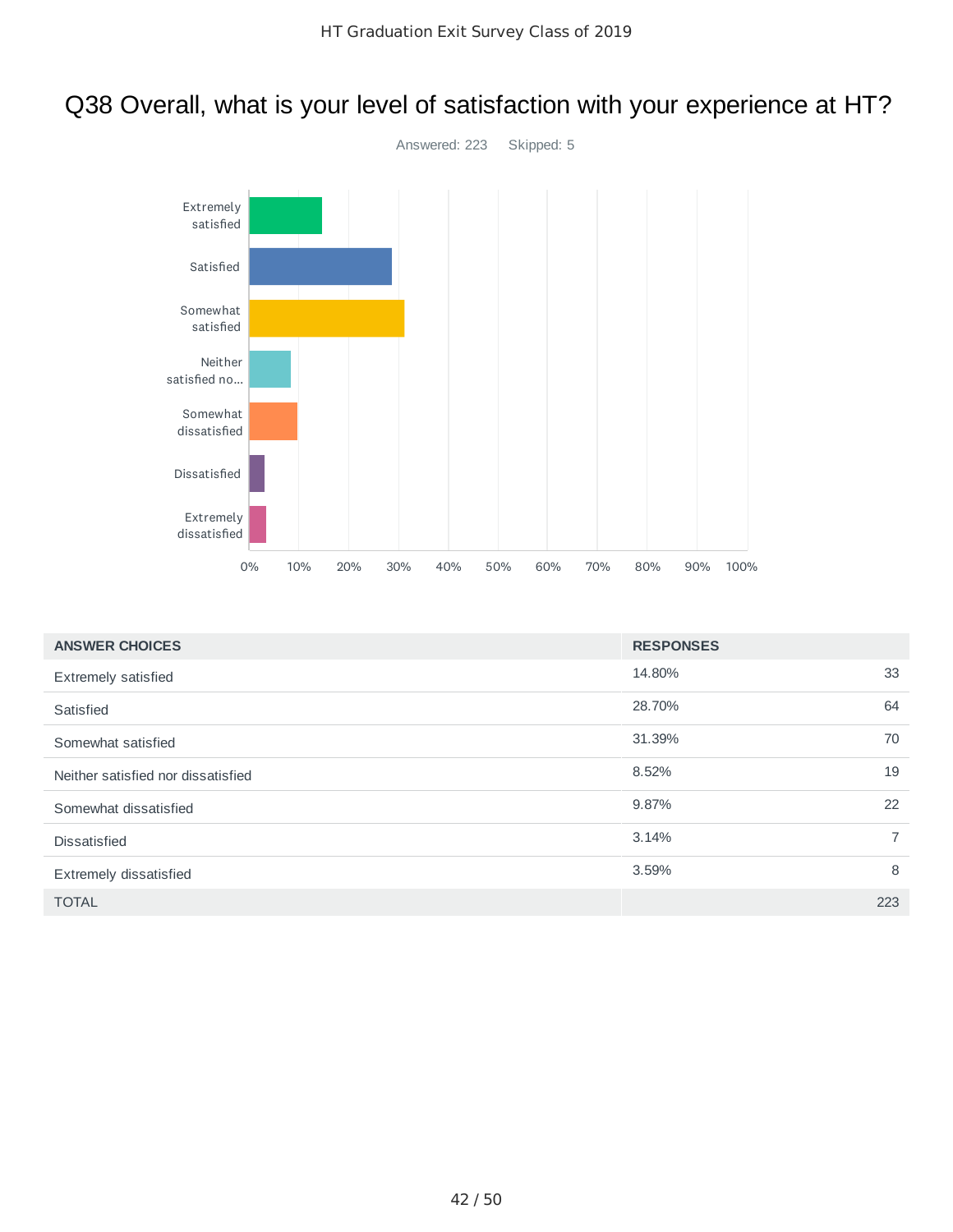# Q38 Overall, what is your level of satisfaction with your experience at HT?

Answered: 223 Skipped: 5

| ANSWER CHOICES | RESPONSES | |
|---|---|---|
| Extremely satisfied | 14.80% | 33 |
| Satisfied | 28.70% | 64 |
| Somewhat satisfied | 31.39% | 70 |
| Neither satisfied nor dissatisfied | 8.52% | 19 |
| Somewhat dissatisfied | 9.87% | 22 |
| Dissatisfied | 3.14% | 7 |
| Extremely dissatisfied | 3.59% | 8 |
| TOTAL | | 223 |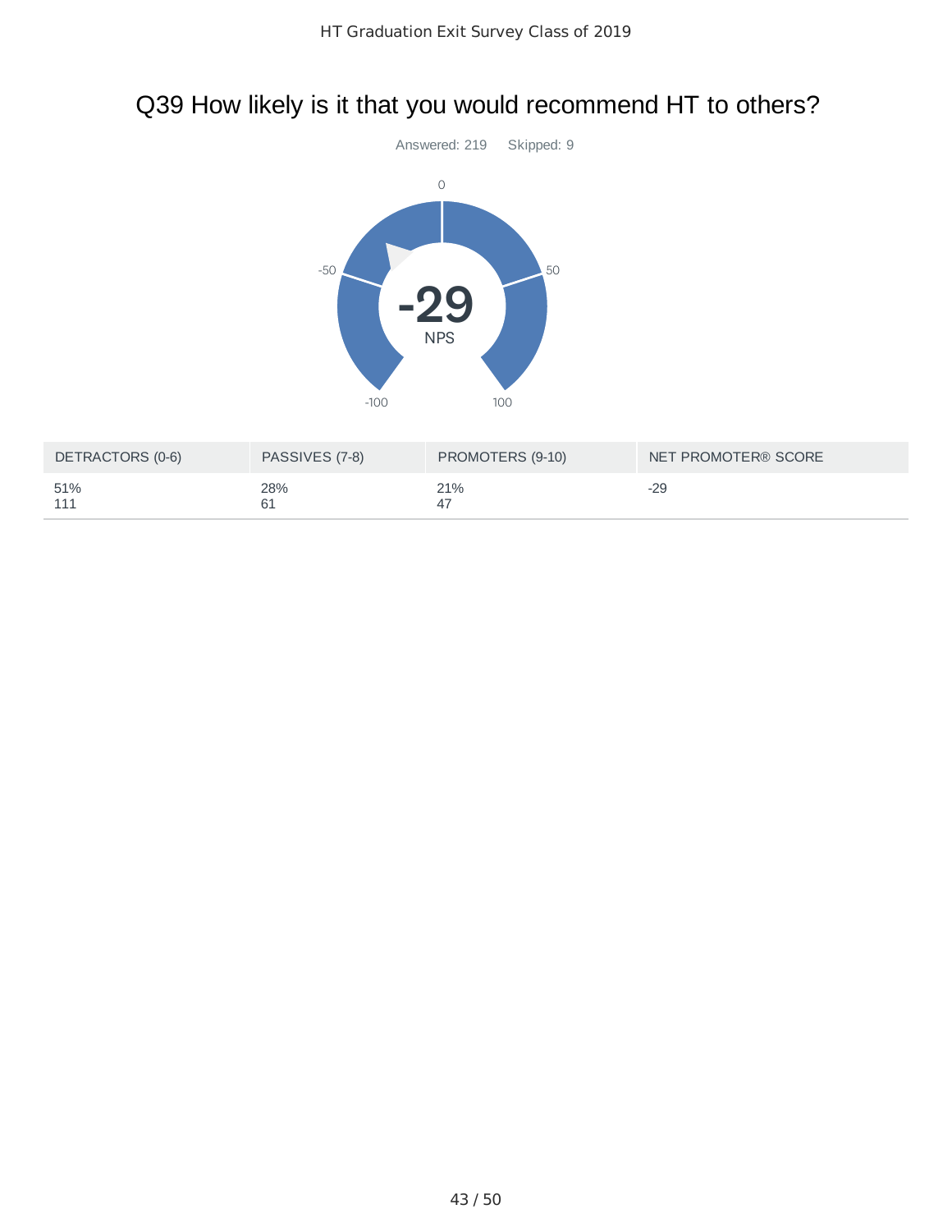# Q39 How likely is it that you would recommend HT to others?

Answered: 219 Skipped: 9

-29

NPS

| DETRACTORS (0-6) | PASSIVES (7-8) | PROMOTERS (9-10) | NET PROMOTER® SCORE |
|---|---|---|---|
| 51% 111 | 28% 61 | 21% 47 | -29 |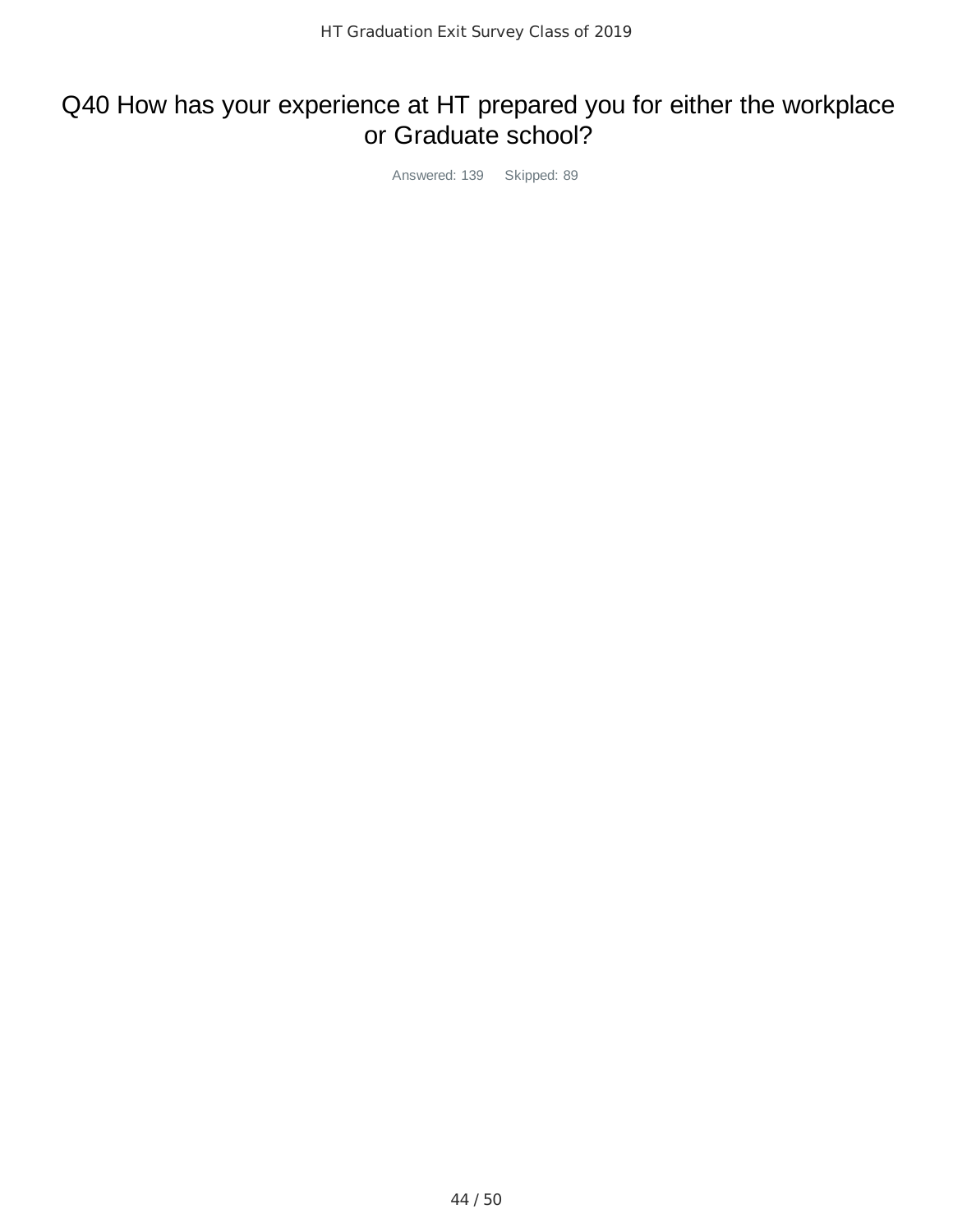# Q40 How has your experience at HT prepared you for either the workplace or Graduate school?

Answered: 139 Skipped: 89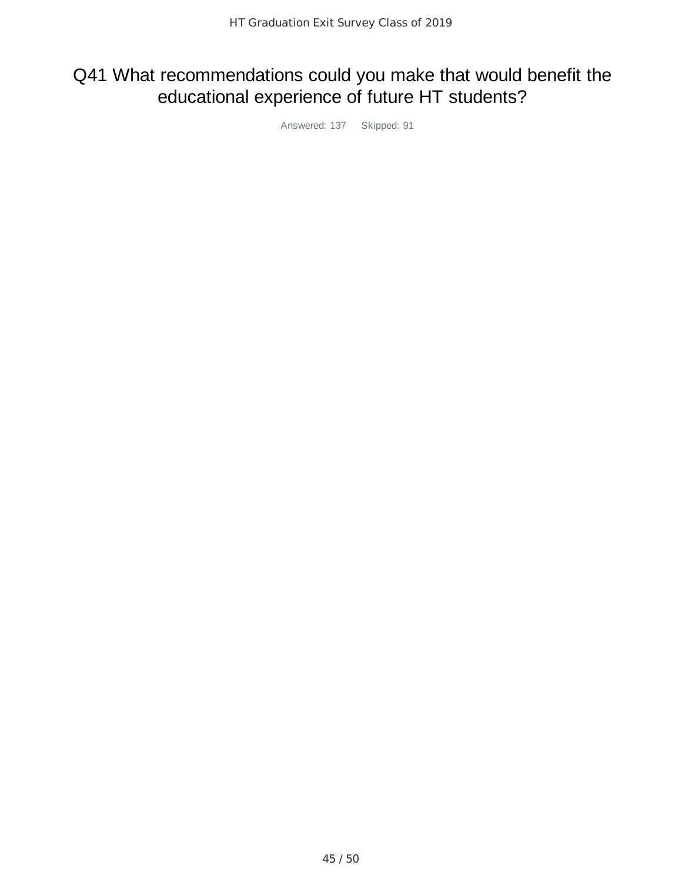# Q41 What recommendations could you make that would benefit the educational experience of future HT students?

Answered: 137 Skipped: 91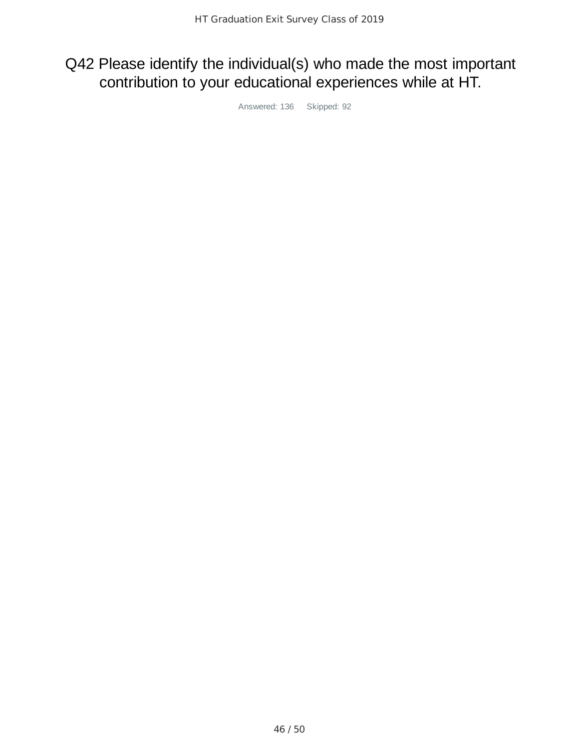# Q42 Please identify the individual(s) who made the most important contribution to your educational experiences while at HT.

Answered: 136 Skipped: 92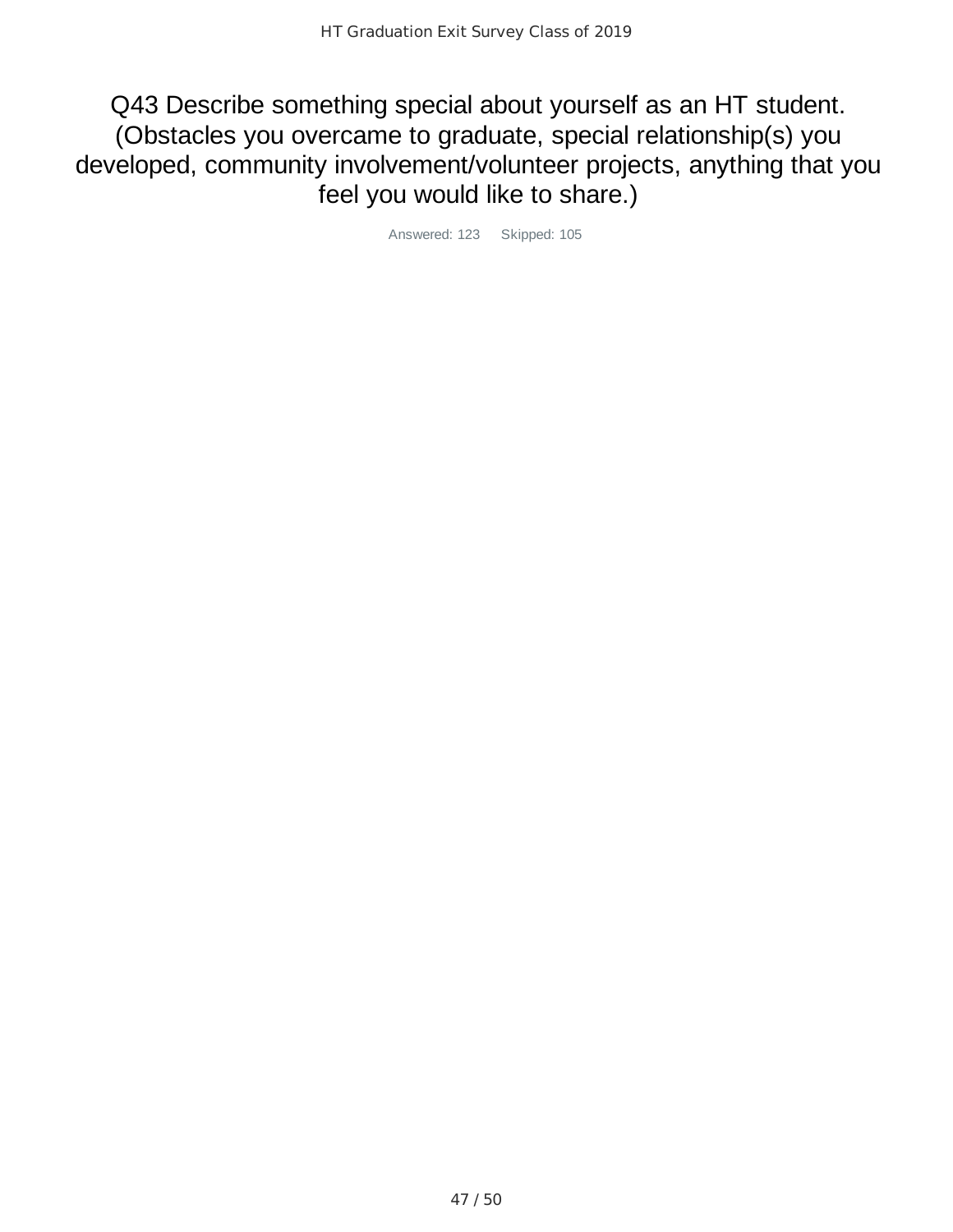# Q43 Describe something special about yourself as an HT student. (Obstacles you overcame to graduate, special relationship(s) you developed, community involvement/volunteer projects, anything that you feel you would like to share.)

Answered: 123 Skipped: 105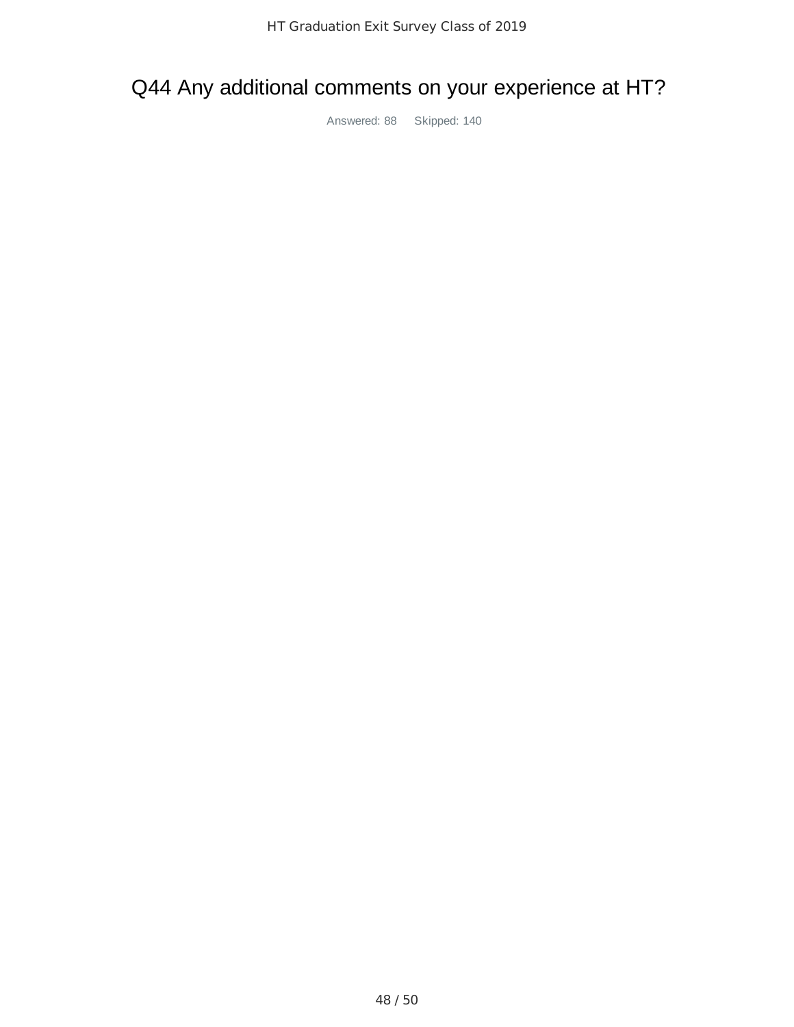# Q44 Any additional comments on your experience at HT?

Answered: 88    Skipped: 140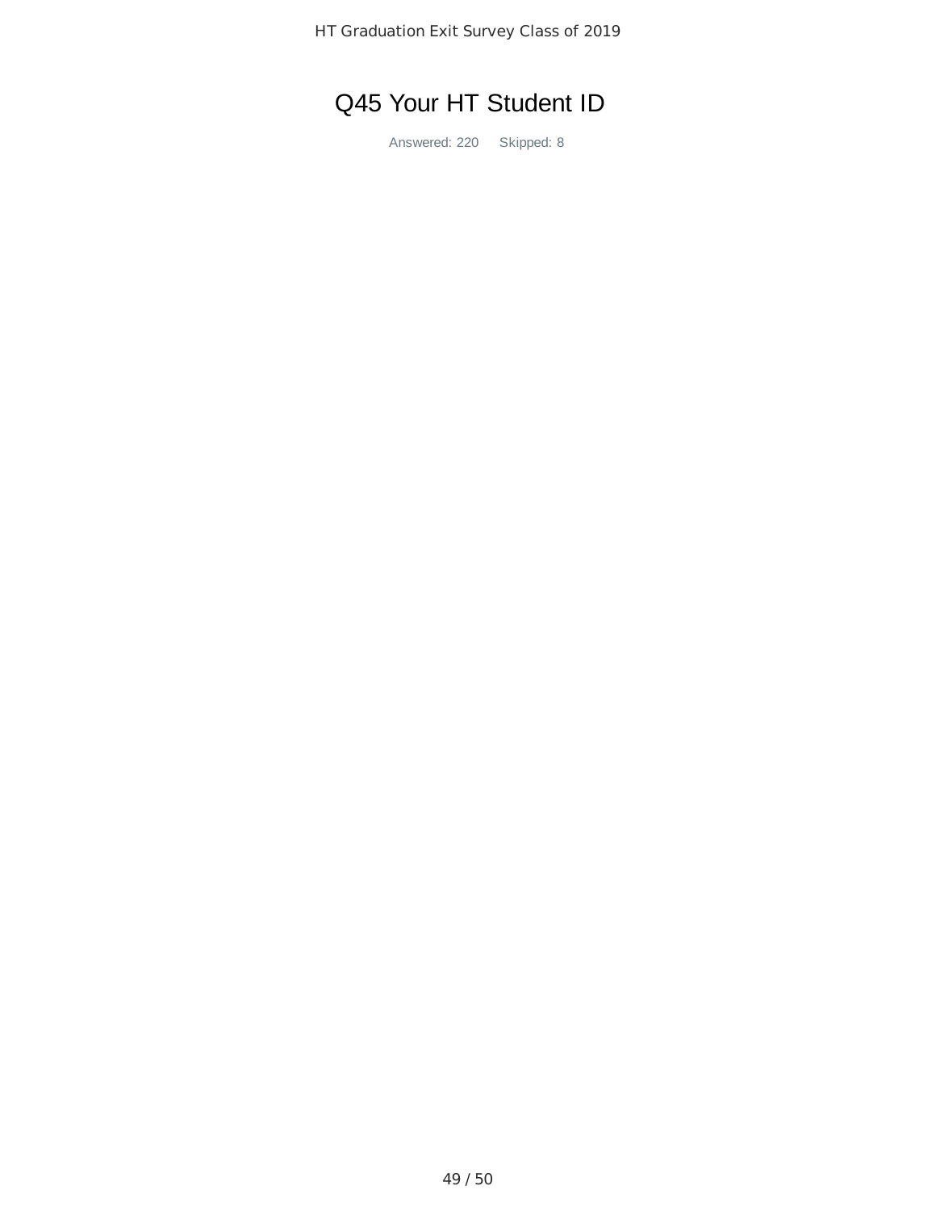# Q45 Your HT Student ID

Answered: 220 Skipped: 8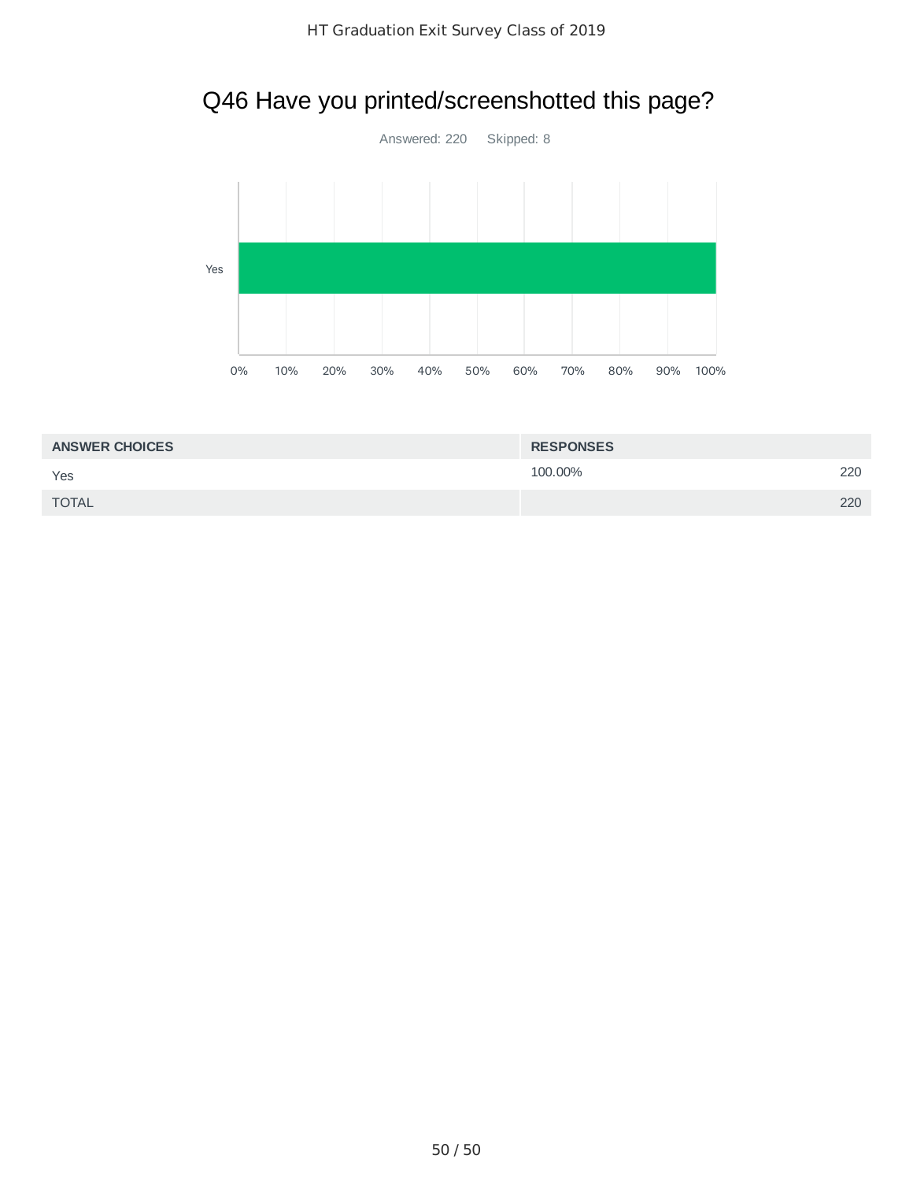# Q46 Have you printed/screenshotted this page?

Answered: 220 Skipped: 8

Yes

0% 10% 20% 30% 40% 50% 60% 70% 80% 90% 100%

| ANSWER CHOICES | RESPONSES | |
|---|---|---|
| Yes | 100.00% | 220 |
| TOTAL | | 220 |